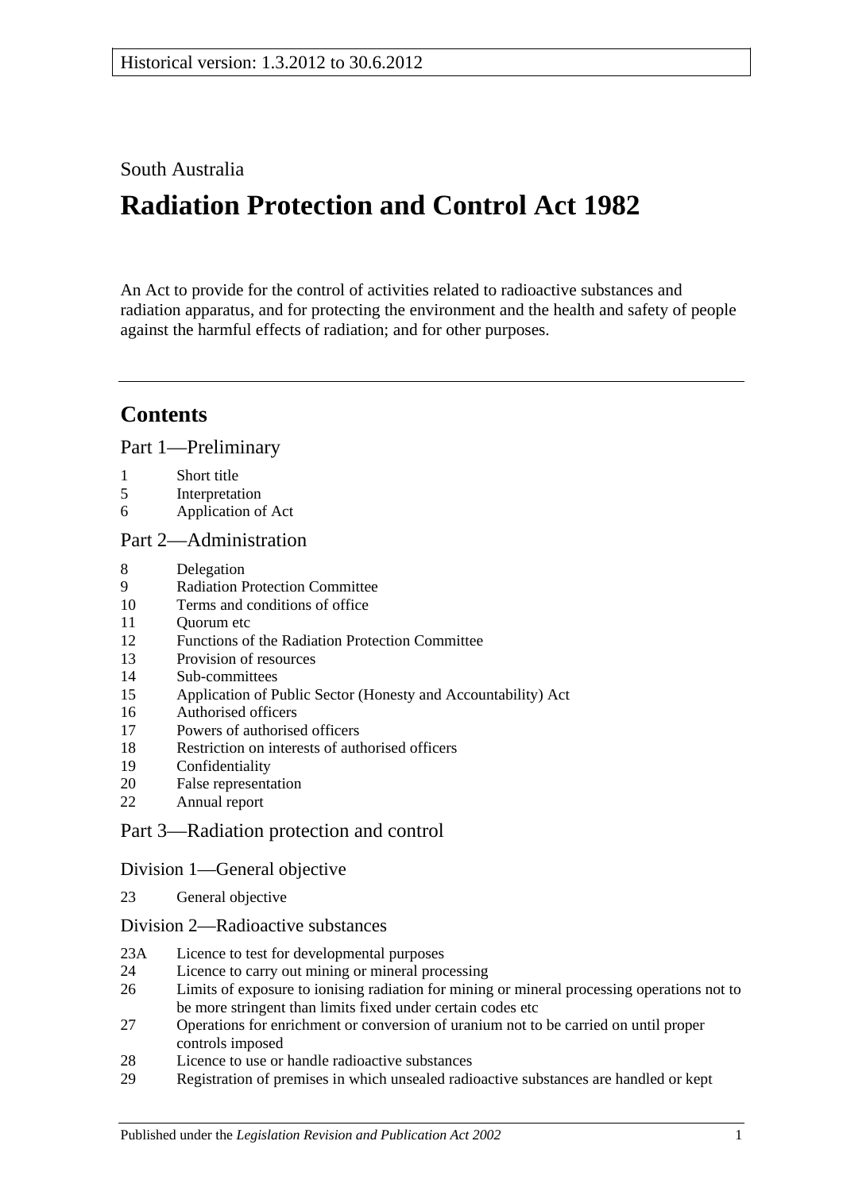South Australia

# Radiation Protection and Control Act 1982

An Act to provide for the control of activities related to radioactive substances and radiation apparatus, and for protecting the environment and the health and safety of people against the harmful effects of radiation; and for other purposes.

## Contents

### Part 1—Preliminary

1 Short title
5 Interpretation
6 Application of Act

### Part 2—Administration

8 Delegation
9 Radiation Protection Committee
10 Terms and conditions of office
11 Quorum etc
12 Functions of the Radiation Protection Committee
13 Provision of resources
14 Sub-committees
15 Application of Public Sector (Honesty and Accountability) Act
16 Authorised officers
17 Powers of authorised officers
18 Restriction on interests of authorised officers
19 Confidentiality
20 False representation
22 Annual report

### Part 3—Radiation protection and control

#### Division 1—General objective

23 General objective

#### Division 2—Radioactive substances

23A Licence to test for developmental purposes
24 Licence to carry out mining or mineral processing
26 Limits of exposure to ionising radiation for mining or mineral processing operations not to be more stringent than limits fixed under certain codes etc
27 Operations for enrichment or conversion of uranium not to be carried on until proper controls imposed
28 Licence to use or handle radioactive substances
29 Registration of premises in which unsealed radioactive substances are handled or kept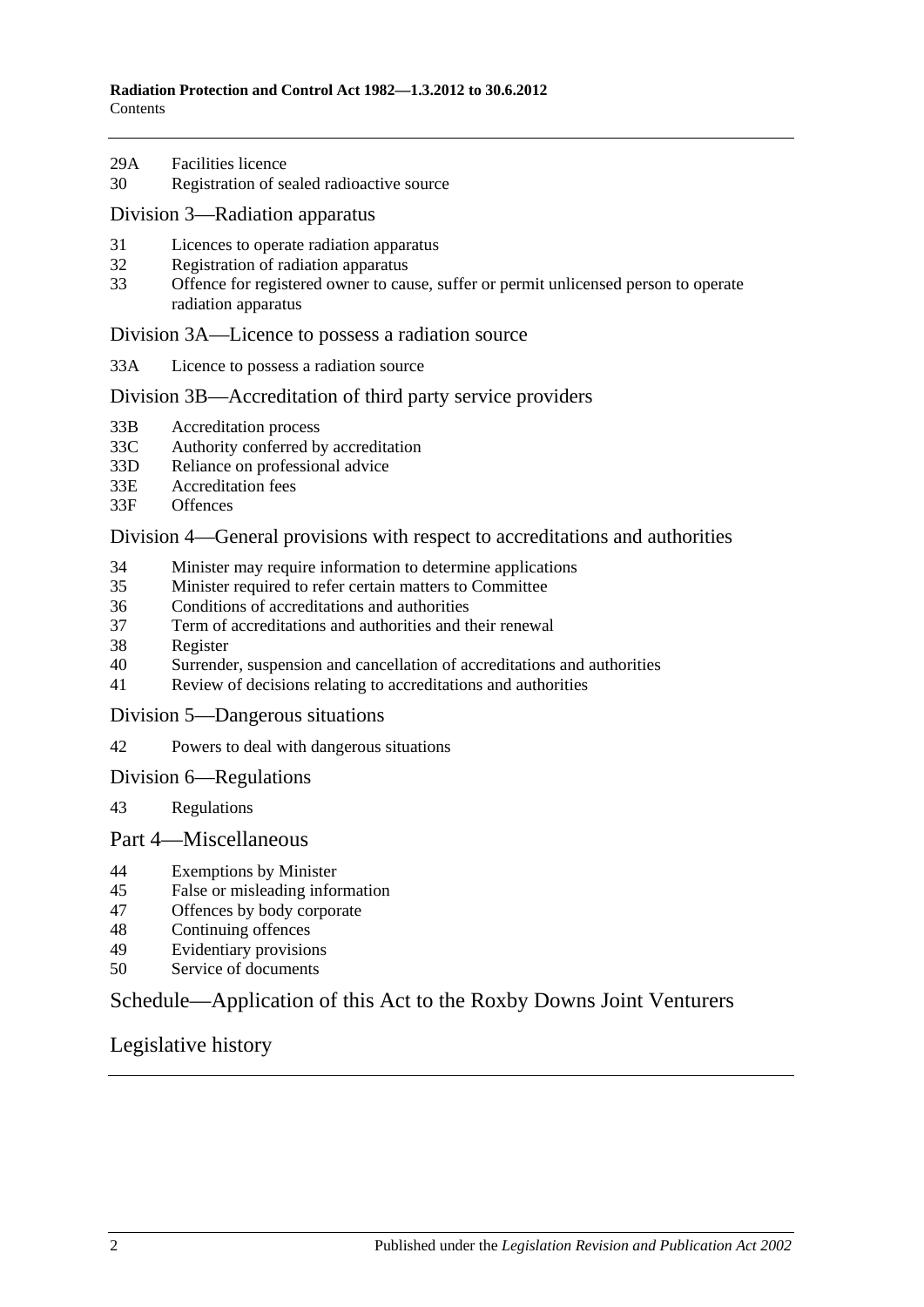29A Facilities licence
30 Registration of sealed radioactive source

## Division 3—Radiation apparatus

31 Licences to operate radiation apparatus
32 Registration of radiation apparatus
33 Offence for registered owner to cause, suffer or permit unlicensed person to operate radiation apparatus

## Division 3A—Licence to possess a radiation source

33A Licence to possess a radiation source

## Division 3B—Accreditation of third party service providers

33B Accreditation process
33C Authority conferred by accreditation
33D Reliance on professional advice
33E Accreditation fees
33F Offences

## Division 4—General provisions with respect to accreditations and authorities

34 Minister may require information to determine applications
35 Minister required to refer certain matters to Committee
36 Conditions of accreditations and authorities
37 Term of accreditations and authorities and their renewal
38 Register
40 Surrender, suspension and cancellation of accreditations and authorities
41 Review of decisions relating to accreditations and authorities

## Division 5—Dangerous situations

42 Powers to deal with dangerous situations

## Division 6—Regulations

43 Regulations

## Part 4—Miscellaneous

44 Exemptions by Minister
45 False or misleading information
47 Offences by body corporate
48 Continuing offences
49 Evidentiary provisions
50 Service of documents

## Schedule—Application of this Act to the Roxby Downs Joint Venturers

## Legislative history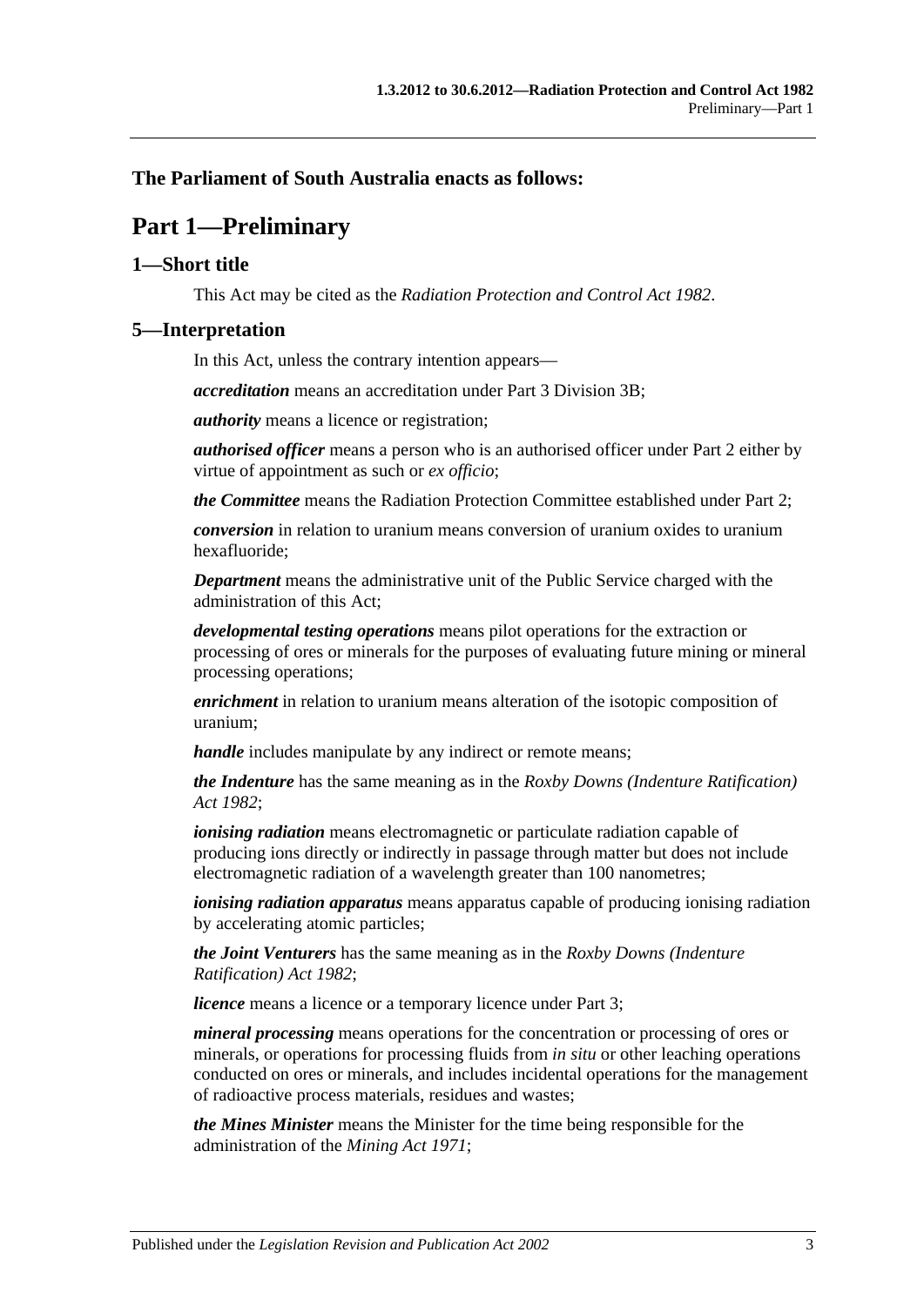**The Parliament of South Australia enacts as follows:**

# Part 1—Preliminary

## 1—Short title

This Act may be cited as the *Radiation Protection and Control Act 1982*.

## 5—Interpretation

In this Act, unless the contrary intention appears—

***accreditation*** means an accreditation under Part 3 Division 3B;

***authority*** means a licence or registration;

***authorised officer*** means a person who is an authorised officer under Part 2 either by virtue of appointment as such or *ex officio*;

***the Committee*** means the Radiation Protection Committee established under Part 2;

***conversion*** in relation to uranium means conversion of uranium oxides to uranium hexafluoride;

***Department*** means the administrative unit of the Public Service charged with the administration of this Act;

***developmental testing operations*** means pilot operations for the extraction or processing of ores or minerals for the purposes of evaluating future mining or mineral processing operations;

***enrichment*** in relation to uranium means alteration of the isotopic composition of uranium;

***handle*** includes manipulate by any indirect or remote means;

***the Indenture*** has the same meaning as in the *Roxby Downs (Indenture Ratification) Act 1982*;

***ionising radiation*** means electromagnetic or particulate radiation capable of producing ions directly or indirectly in passage through matter but does not include electromagnetic radiation of a wavelength greater than 100 nanometres;

***ionising radiation apparatus*** means apparatus capable of producing ionising radiation by accelerating atomic particles;

***the Joint Venturers*** has the same meaning as in the *Roxby Downs (Indenture Ratification) Act 1982*;

***licence*** means a licence or a temporary licence under Part 3;

***mineral processing*** means operations for the concentration or processing of ores or minerals, or operations for processing fluids from *in situ* or other leaching operations conducted on ores or minerals, and includes incidental operations for the management of radioactive process materials, residues and wastes;

***the Mines Minister*** means the Minister for the time being responsible for the administration of the *Mining Act 1971*;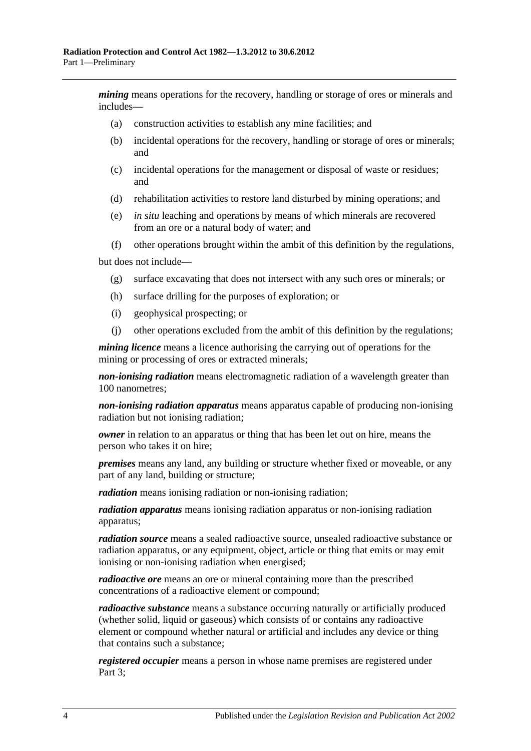***mining*** means operations for the recovery, handling or storage of ores or minerals and includes—

(a) construction activities to establish any mine facilities; and

(b) incidental operations for the recovery, handling or storage of ores or minerals; and

(c) incidental operations for the management or disposal of waste or residues; and

(d) rehabilitation activities to restore land disturbed by mining operations; and

(e) *in situ* leaching and operations by means of which minerals are recovered from an ore or a natural body of water; and

(f) other operations brought within the ambit of this definition by the regulations,

but does not include—

(g) surface excavating that does not intersect with any such ores or minerals; or

(h) surface drilling for the purposes of exploration; or

(i) geophysical prospecting; or

(j) other operations excluded from the ambit of this definition by the regulations;

***mining licence*** means a licence authorising the carrying out of operations for the mining or processing of ores or extracted minerals;

***non-ionising radiation*** means electromagnetic radiation of a wavelength greater than 100 nanometres;

***non-ionising radiation apparatus*** means apparatus capable of producing non-ionising radiation but not ionising radiation;

***owner*** in relation to an apparatus or thing that has been let out on hire, means the person who takes it on hire;

***premises*** means any land, any building or structure whether fixed or moveable, or any part of any land, building or structure;

***radiation*** means ionising radiation or non-ionising radiation;

***radiation apparatus*** means ionising radiation apparatus or non-ionising radiation apparatus;

***radiation source*** means a sealed radioactive source, unsealed radioactive substance or radiation apparatus, or any equipment, object, article or thing that emits or may emit ionising or non-ionising radiation when energised;

***radioactive ore*** means an ore or mineral containing more than the prescribed concentrations of a radioactive element or compound;

***radioactive substance*** means a substance occurring naturally or artificially produced (whether solid, liquid or gaseous) which consists of or contains any radioactive element or compound whether natural or artificial and includes any device or thing that contains such a substance;

***registered occupier*** means a person in whose name premises are registered under Part 3;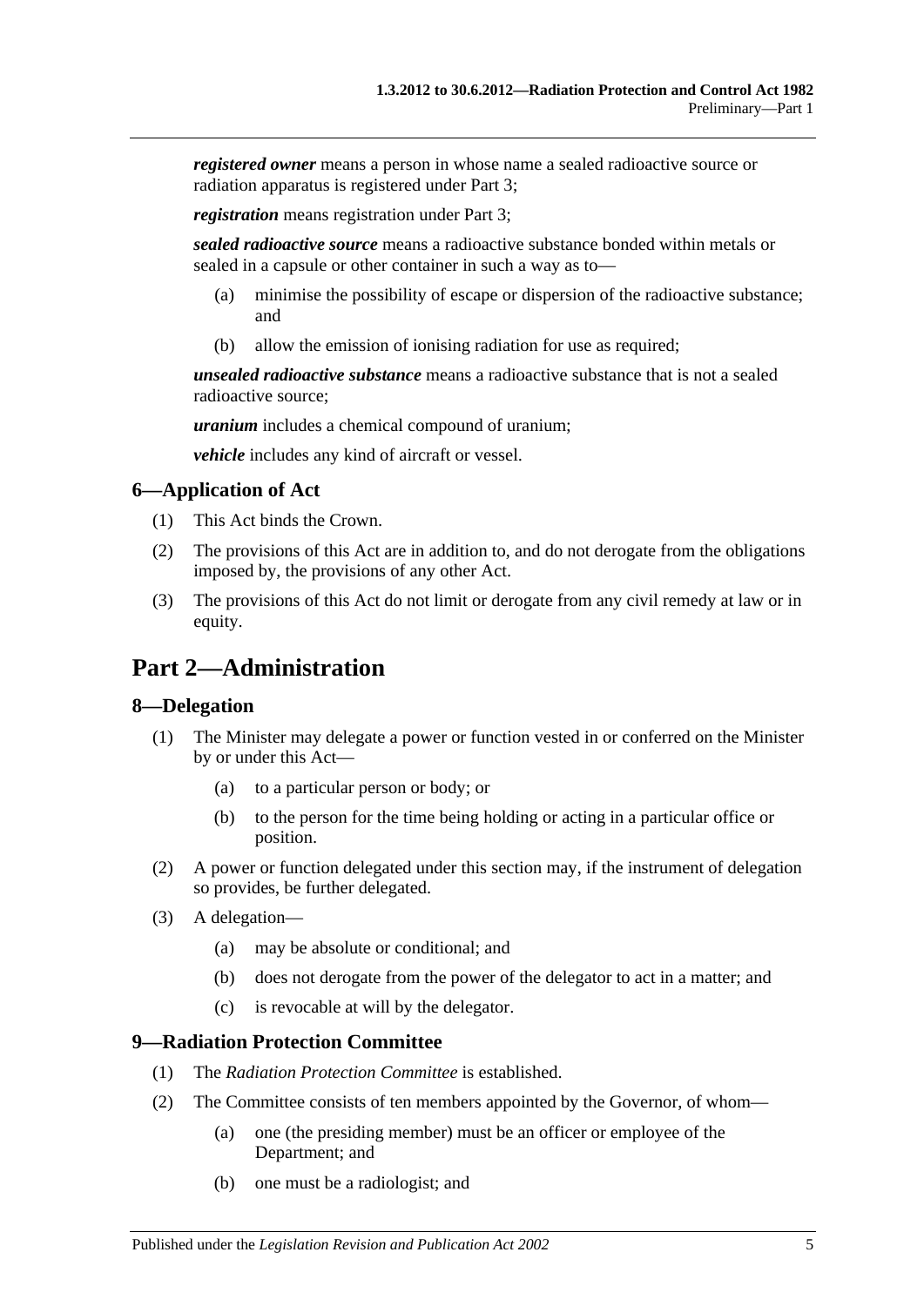***registered owner*** means a person in whose name a sealed radioactive source or radiation apparatus is registered under Part 3;

***registration*** means registration under Part 3;

***sealed radioactive source*** means a radioactive substance bonded within metals or sealed in a capsule or other container in such a way as to—

- (a) minimise the possibility of escape or dispersion of the radioactive substance; and
- (b) allow the emission of ionising radiation for use as required;

***unsealed radioactive substance*** means a radioactive substance that is not a sealed radioactive source;

***uranium*** includes a chemical compound of uranium;

***vehicle*** includes any kind of aircraft or vessel.

### 6—Application of Act

- (1) This Act binds the Crown.
- (2) The provisions of this Act are in addition to, and do not derogate from the obligations imposed by, the provisions of any other Act.
- (3) The provisions of this Act do not limit or derogate from any civil remedy at law or in equity.

## Part 2—Administration

### 8—Delegation

- (1) The Minister may delegate a power or function vested in or conferred on the Minister by or under this Act—
  - (a) to a particular person or body; or
  - (b) to the person for the time being holding or acting in a particular office or position.
- (2) A power or function delegated under this section may, if the instrument of delegation so provides, be further delegated.
- (3) A delegation—
  - (a) may be absolute or conditional; and
  - (b) does not derogate from the power of the delegator to act in a matter; and
  - (c) is revocable at will by the delegator.

### 9—Radiation Protection Committee

- (1) The *Radiation Protection Committee* is established.
- (2) The Committee consists of ten members appointed by the Governor, of whom—
  - (a) one (the presiding member) must be an officer or employee of the Department; and
  - (b) one must be a radiologist; and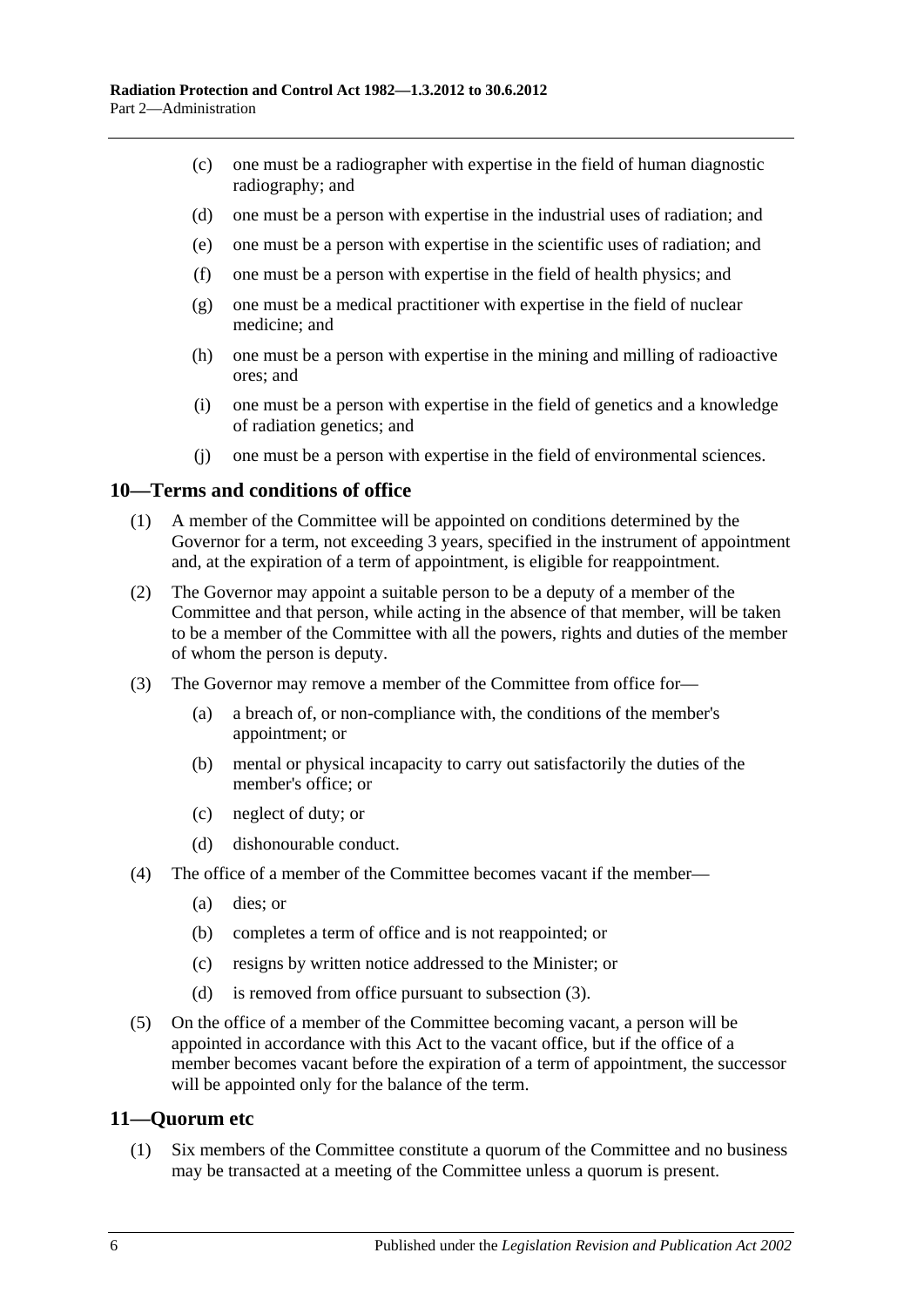(c) one must be a radiographer with expertise in the field of human diagnostic radiography; and

(d) one must be a person with expertise in the industrial uses of radiation; and

(e) one must be a person with expertise in the scientific uses of radiation; and

(f) one must be a person with expertise in the field of health physics; and

(g) one must be a medical practitioner with expertise in the field of nuclear medicine; and

(h) one must be a person with expertise in the mining and milling of radioactive ores; and

(i) one must be a person with expertise in the field of genetics and a knowledge of radiation genetics; and

(j) one must be a person with expertise in the field of environmental sciences.

## 10—Terms and conditions of office

(1) A member of the Committee will be appointed on conditions determined by the Governor for a term, not exceeding 3 years, specified in the instrument of appointment and, at the expiration of a term of appointment, is eligible for reappointment.

(2) The Governor may appoint a suitable person to be a deputy of a member of the Committee and that person, while acting in the absence of that member, will be taken to be a member of the Committee with all the powers, rights and duties of the member of whom the person is deputy.

(3) The Governor may remove a member of the Committee from office for—

(a) a breach of, or non-compliance with, the conditions of the member's appointment; or

(b) mental or physical incapacity to carry out satisfactorily the duties of the member's office; or

(c) neglect of duty; or

(d) dishonourable conduct.

(4) The office of a member of the Committee becomes vacant if the member—

(a) dies; or

(b) completes a term of office and is not reappointed; or

(c) resigns by written notice addressed to the Minister; or

(d) is removed from office pursuant to subsection (3).

(5) On the office of a member of the Committee becoming vacant, a person will be appointed in accordance with this Act to the vacant office, but if the office of a member becomes vacant before the expiration of a term of appointment, the successor will be appointed only for the balance of the term.

## 11—Quorum etc

(1) Six members of the Committee constitute a quorum of the Committee and no business may be transacted at a meeting of the Committee unless a quorum is present.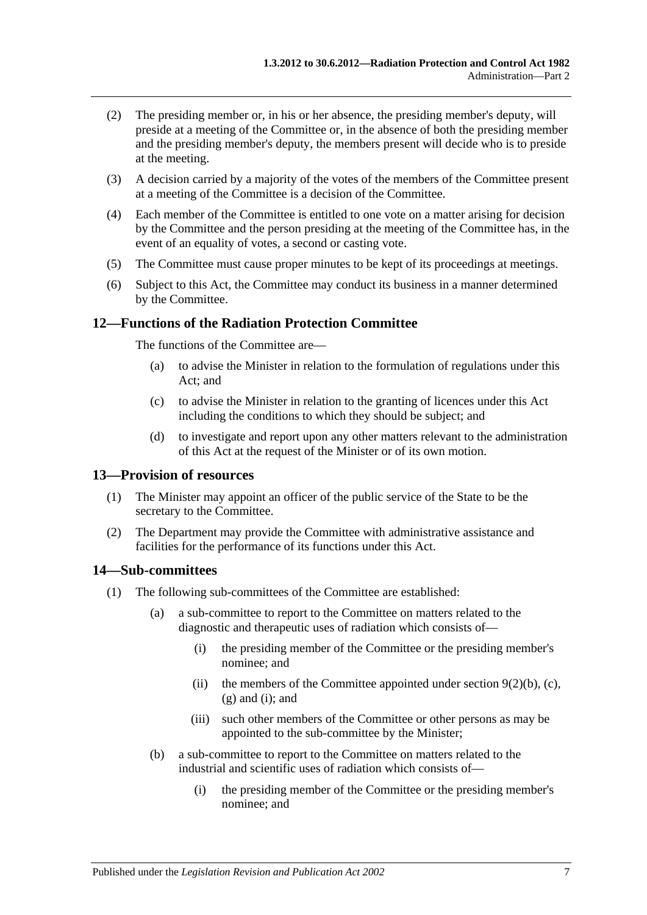(2) The presiding member or, in his or her absence, the presiding member's deputy, will preside at a meeting of the Committee or, in the absence of both the presiding member and the presiding member's deputy, the members present will decide who is to preside at the meeting.

(3) A decision carried by a majority of the votes of the members of the Committee present at a meeting of the Committee is a decision of the Committee.

(4) Each member of the Committee is entitled to one vote on a matter arising for decision by the Committee and the person presiding at the meeting of the Committee has, in the event of an equality of votes, a second or casting vote.

(5) The Committee must cause proper minutes to be kept of its proceedings at meetings.

(6) Subject to this Act, the Committee may conduct its business in a manner determined by the Committee.

## 12—Functions of the Radiation Protection Committee

The functions of the Committee are—

(a) to advise the Minister in relation to the formulation of regulations under this Act; and

(c) to advise the Minister in relation to the granting of licences under this Act including the conditions to which they should be subject; and

(d) to investigate and report upon any other matters relevant to the administration of this Act at the request of the Minister or of its own motion.

## 13—Provision of resources

(1) The Minister may appoint an officer of the public service of the State to be the secretary to the Committee.

(2) The Department may provide the Committee with administrative assistance and facilities for the performance of its functions under this Act.

## 14—Sub-committees

(1) The following sub-committees of the Committee are established:

(a) a sub-committee to report to the Committee on matters related to the diagnostic and therapeutic uses of radiation which consists of—

(i) the presiding member of the Committee or the presiding member's nominee; and

(ii) the members of the Committee appointed under section 9(2)(b), (c), (g) and (i); and

(iii) such other members of the Committee or other persons as may be appointed to the sub-committee by the Minister;

(b) a sub-committee to report to the Committee on matters related to the industrial and scientific uses of radiation which consists of—

(i) the presiding member of the Committee or the presiding member's nominee; and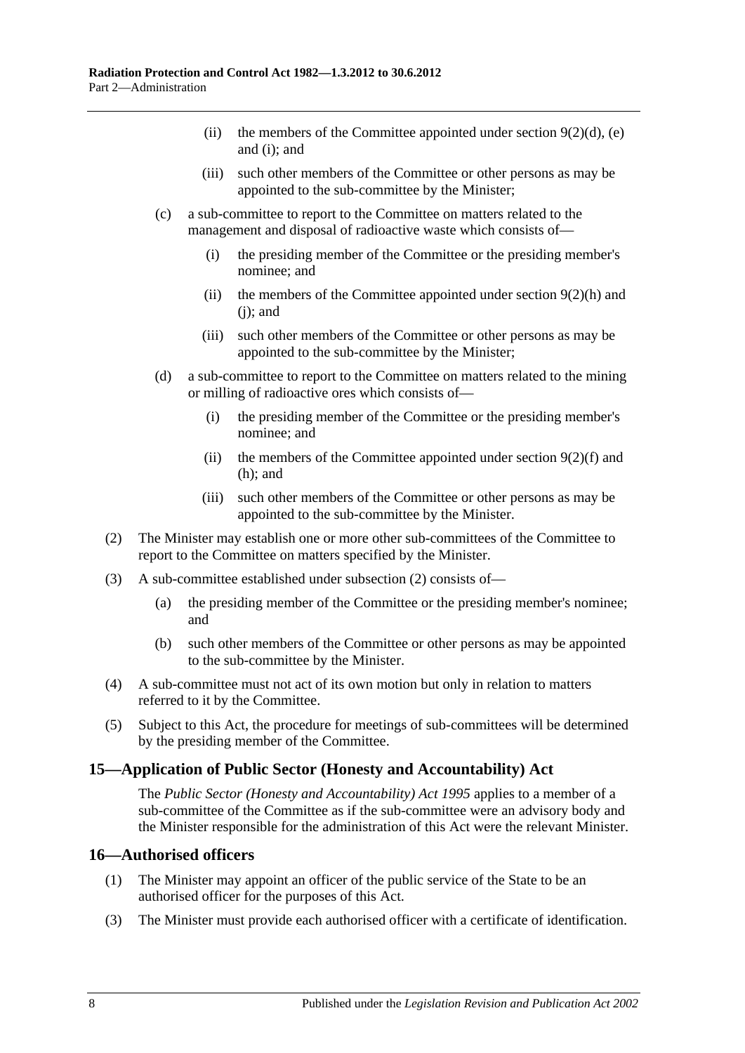(ii) the members of the Committee appointed under section 9(2)(d), (e) and (i); and

(iii) such other members of the Committee or other persons as may be appointed to the sub-committee by the Minister;

(c) a sub-committee to report to the Committee on matters related to the management and disposal of radioactive waste which consists of—

(i) the presiding member of the Committee or the presiding member's nominee; and

(ii) the members of the Committee appointed under section 9(2)(h) and (j); and

(iii) such other members of the Committee or other persons as may be appointed to the sub-committee by the Minister;

(d) a sub-committee to report to the Committee on matters related to the mining or milling of radioactive ores which consists of—

(i) the presiding member of the Committee or the presiding member's nominee; and

(ii) the members of the Committee appointed under section 9(2)(f) and (h); and

(iii) such other members of the Committee or other persons as may be appointed to the sub-committee by the Minister.

(2) The Minister may establish one or more other sub-committees of the Committee to report to the Committee on matters specified by the Minister.

(3) A sub-committee established under subsection (2) consists of—

(a) the presiding member of the Committee or the presiding member's nominee; and

(b) such other members of the Committee or other persons as may be appointed to the sub-committee by the Minister.

(4) A sub-committee must not act of its own motion but only in relation to matters referred to it by the Committee.

(5) Subject to this Act, the procedure for meetings of sub-committees will be determined by the presiding member of the Committee.

## 15—Application of Public Sector (Honesty and Accountability) Act

The *Public Sector (Honesty and Accountability) Act 1995* applies to a member of a sub-committee of the Committee as if the sub-committee were an advisory body and the Minister responsible for the administration of this Act were the relevant Minister.

## 16—Authorised officers

(1) The Minister may appoint an officer of the public service of the State to be an authorised officer for the purposes of this Act.

(3) The Minister must provide each authorised officer with a certificate of identification.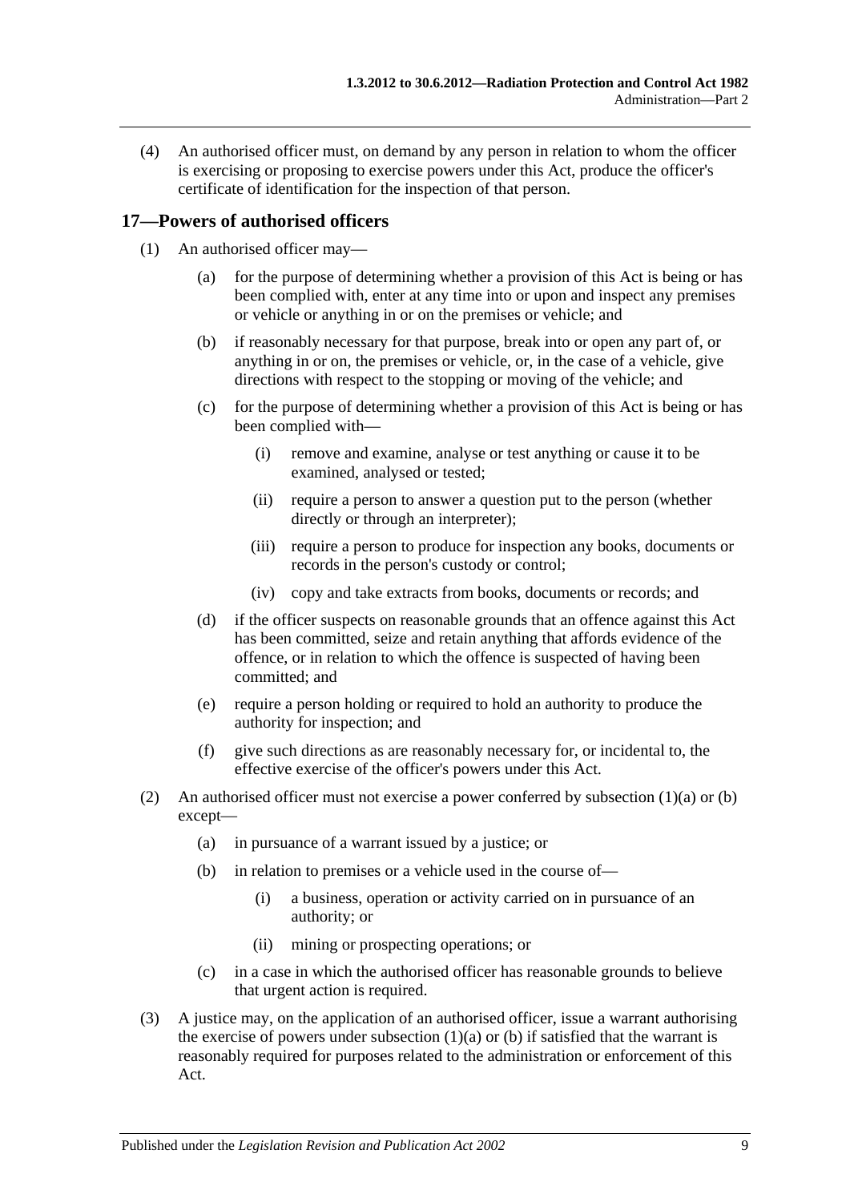(4) An authorised officer must, on demand by any person in relation to whom the officer is exercising or proposing to exercise powers under this Act, produce the officer's certificate of identification for the inspection of that person.

## 17—Powers of authorised officers

(1) An authorised officer may—

(a) for the purpose of determining whether a provision of this Act is being or has been complied with, enter at any time into or upon and inspect any premises or vehicle or anything in or on the premises or vehicle; and

(b) if reasonably necessary for that purpose, break into or open any part of, or anything in or on, the premises or vehicle, or, in the case of a vehicle, give directions with respect to the stopping or moving of the vehicle; and

(c) for the purpose of determining whether a provision of this Act is being or has been complied with—

(i) remove and examine, analyse or test anything or cause it to be examined, analysed or tested;

(ii) require a person to answer a question put to the person (whether directly or through an interpreter);

(iii) require a person to produce for inspection any books, documents or records in the person's custody or control;

(iv) copy and take extracts from books, documents or records; and

(d) if the officer suspects on reasonable grounds that an offence against this Act has been committed, seize and retain anything that affords evidence of the offence, or in relation to which the offence is suspected of having been committed; and

(e) require a person holding or required to hold an authority to produce the authority for inspection; and

(f) give such directions as are reasonably necessary for, or incidental to, the effective exercise of the officer's powers under this Act.

(2) An authorised officer must not exercise a power conferred by subsection (1)(a) or (b) except—

(a) in pursuance of a warrant issued by a justice; or

(b) in relation to premises or a vehicle used in the course of—

(i) a business, operation or activity carried on in pursuance of an authority; or

(ii) mining or prospecting operations; or

(c) in a case in which the authorised officer has reasonable grounds to believe that urgent action is required.

(3) A justice may, on the application of an authorised officer, issue a warrant authorising the exercise of powers under subsection (1)(a) or (b) if satisfied that the warrant is reasonably required for purposes related to the administration or enforcement of this Act.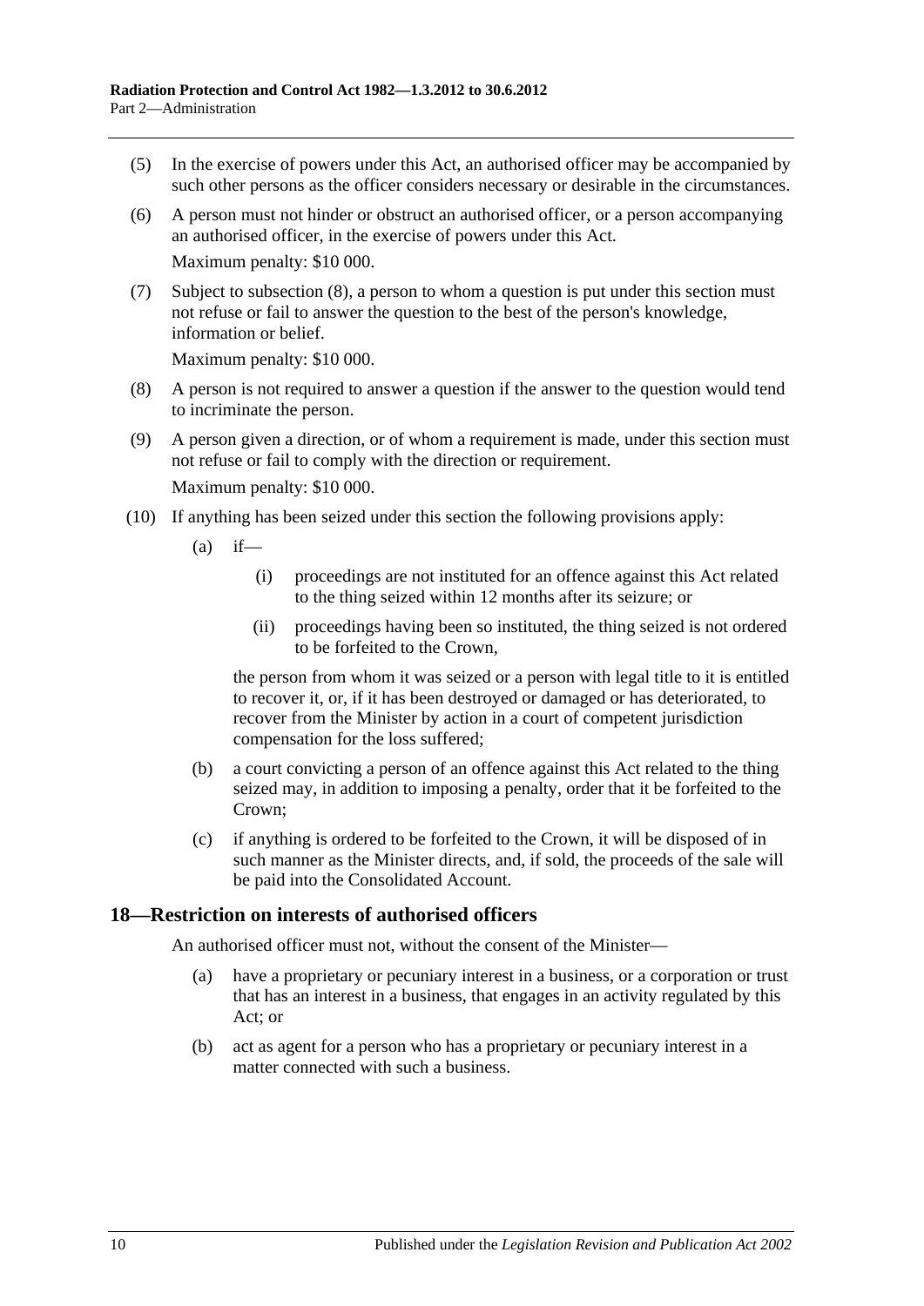(5) In the exercise of powers under this Act, an authorised officer may be accompanied by such other persons as the officer considers necessary or desirable in the circumstances.

(6) A person must not hinder or obstruct an authorised officer, or a person accompanying an authorised officer, in the exercise of powers under this Act.

Maximum penalty: $10 000.

(7) Subject to subsection (8), a person to whom a question is put under this section must not refuse or fail to answer the question to the best of the person's knowledge, information or belief.

Maximum penalty: $10 000.

(8) A person is not required to answer a question if the answer to the question would tend to incriminate the person.

(9) A person given a direction, or of whom a requirement is made, under this section must not refuse or fail to comply with the direction or requirement.

Maximum penalty: $10 000.

(10) If anything has been seized under this section the following provisions apply:

(a) if—

(i) proceedings are not instituted for an offence against this Act related to the thing seized within 12 months after its seizure; or

(ii) proceedings having been so instituted, the thing seized is not ordered to be forfeited to the Crown,

the person from whom it was seized or a person with legal title to it is entitled to recover it, or, if it has been destroyed or damaged or has deteriorated, to recover from the Minister by action in a court of competent jurisdiction compensation for the loss suffered;

(b) a court convicting a person of an offence against this Act related to the thing seized may, in addition to imposing a penalty, order that it be forfeited to the Crown;

(c) if anything is ordered to be forfeited to the Crown, it will be disposed of in such manner as the Minister directs, and, if sold, the proceeds of the sale will be paid into the Consolidated Account.

## 18—Restriction on interests of authorised officers

An authorised officer must not, without the consent of the Minister—

(a) have a proprietary or pecuniary interest in a business, or a corporation or trust that has an interest in a business, that engages in an activity regulated by this Act; or

(b) act as agent for a person who has a proprietary or pecuniary interest in a matter connected with such a business.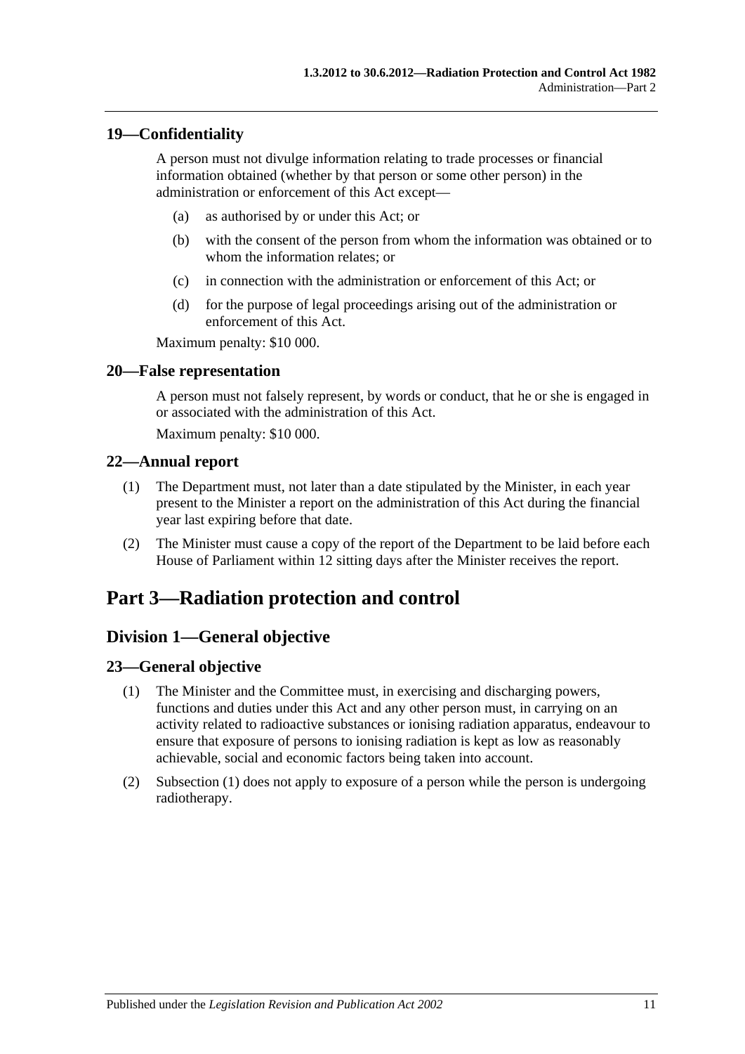### 19—Confidentiality

A person must not divulge information relating to trade processes or financial information obtained (whether by that person or some other person) in the administration or enforcement of this Act except—

(a) as authorised by or under this Act; or

(b) with the consent of the person from whom the information was obtained or to whom the information relates; or

(c) in connection with the administration or enforcement of this Act; or

(d) for the purpose of legal proceedings arising out of the administration or enforcement of this Act.

Maximum penalty: $10 000.

### 20—False representation

A person must not falsely represent, by words or conduct, that he or she is engaged in or associated with the administration of this Act.

Maximum penalty: $10 000.

### 22—Annual report

(1) The Department must, not later than a date stipulated by the Minister, in each year present to the Minister a report on the administration of this Act during the financial year last expiring before that date.

(2) The Minister must cause a copy of the report of the Department to be laid before each House of Parliament within 12 sitting days after the Minister receives the report.

# Part 3—Radiation protection and control

## Division 1—General objective

### 23—General objective

(1) The Minister and the Committee must, in exercising and discharging powers, functions and duties under this Act and any other person must, in carrying on an activity related to radioactive substances or ionising radiation apparatus, endeavour to ensure that exposure of persons to ionising radiation is kept as low as reasonably achievable, social and economic factors being taken into account.

(2) Subsection (1) does not apply to exposure of a person while the person is undergoing radiotherapy.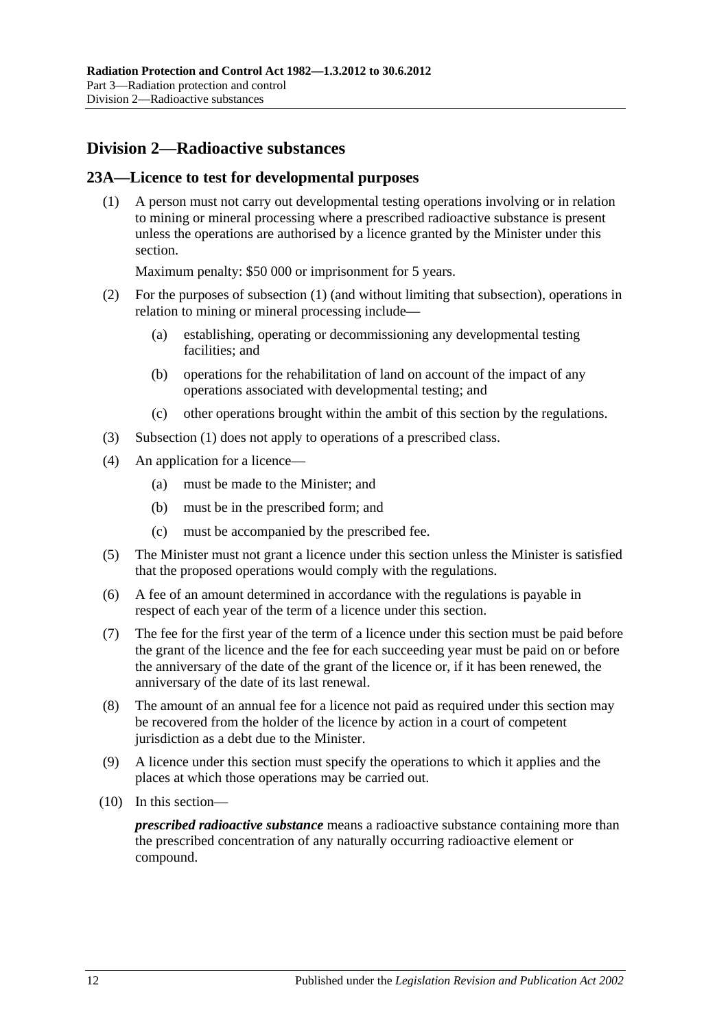## Division 2—Radioactive substances

### 23A—Licence to test for developmental purposes

(1) A person must not carry out developmental testing operations involving or in relation to mining or mineral processing where a prescribed radioactive substance is present unless the operations are authorised by a licence granted by the Minister under this section.

Maximum penalty: $50 000 or imprisonment for 5 years.

(2) For the purposes of subsection (1) (and without limiting that subsection), operations in relation to mining or mineral processing include—

- (a) establishing, operating or decommissioning any developmental testing facilities; and
- (b) operations for the rehabilitation of land on account of the impact of any operations associated with developmental testing; and
- (c) other operations brought within the ambit of this section by the regulations.

(3) Subsection (1) does not apply to operations of a prescribed class.

(4) An application for a licence—

- (a) must be made to the Minister; and
- (b) must be in the prescribed form; and
- (c) must be accompanied by the prescribed fee.

(5) The Minister must not grant a licence under this section unless the Minister is satisfied that the proposed operations would comply with the regulations.

(6) A fee of an amount determined in accordance with the regulations is payable in respect of each year of the term of a licence under this section.

(7) The fee for the first year of the term of a licence under this section must be paid before the grant of the licence and the fee for each succeeding year must be paid on or before the anniversary of the date of the grant of the licence or, if it has been renewed, the anniversary of the date of its last renewal.

(8) The amount of an annual fee for a licence not paid as required under this section may be recovered from the holder of the licence by action in a court of competent jurisdiction as a debt due to the Minister.

(9) A licence under this section must specify the operations to which it applies and the places at which those operations may be carried out.

(10) In this section—

***prescribed radioactive substance*** means a radioactive substance containing more than the prescribed concentration of any naturally occurring radioactive element or compound.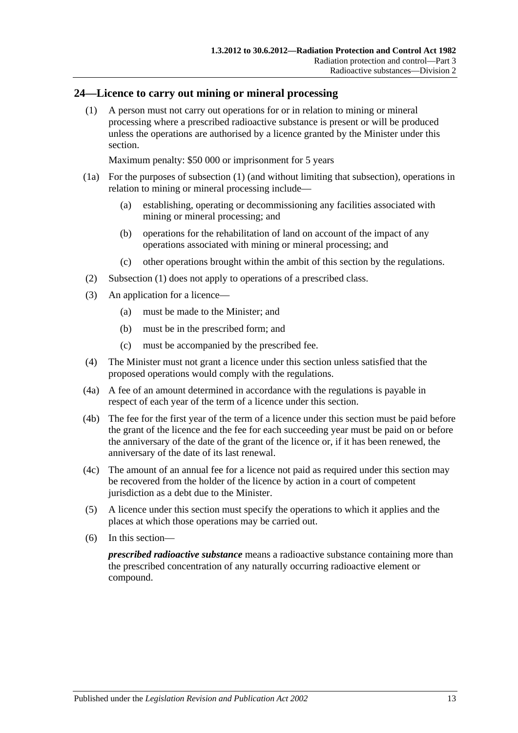## 24—Licence to carry out mining or mineral processing

(1) A person must not carry out operations for or in relation to mining or mineral processing where a prescribed radioactive substance is present or will be produced unless the operations are authorised by a licence granted by the Minister under this section.

Maximum penalty: $50 000 or imprisonment for 5 years

(1a) For the purposes of subsection (1) (and without limiting that subsection), operations in relation to mining or mineral processing include—

(a) establishing, operating or decommissioning any facilities associated with mining or mineral processing; and

(b) operations for the rehabilitation of land on account of the impact of any operations associated with mining or mineral processing; and

(c) other operations brought within the ambit of this section by the regulations.

(2) Subsection (1) does not apply to operations of a prescribed class.

(3) An application for a licence—

(a) must be made to the Minister; and

(b) must be in the prescribed form; and

(c) must be accompanied by the prescribed fee.

(4) The Minister must not grant a licence under this section unless satisfied that the proposed operations would comply with the regulations.

(4a) A fee of an amount determined in accordance with the regulations is payable in respect of each year of the term of a licence under this section.

(4b) The fee for the first year of the term of a licence under this section must be paid before the grant of the licence and the fee for each succeeding year must be paid on or before the anniversary of the date of the grant of the licence or, if it has been renewed, the anniversary of the date of its last renewal.

(4c) The amount of an annual fee for a licence not paid as required under this section may be recovered from the holder of the licence by action in a court of competent jurisdiction as a debt due to the Minister.

(5) A licence under this section must specify the operations to which it applies and the places at which those operations may be carried out.

(6) In this section—

***prescribed radioactive substance*** means a radioactive substance containing more than the prescribed concentration of any naturally occurring radioactive element or compound.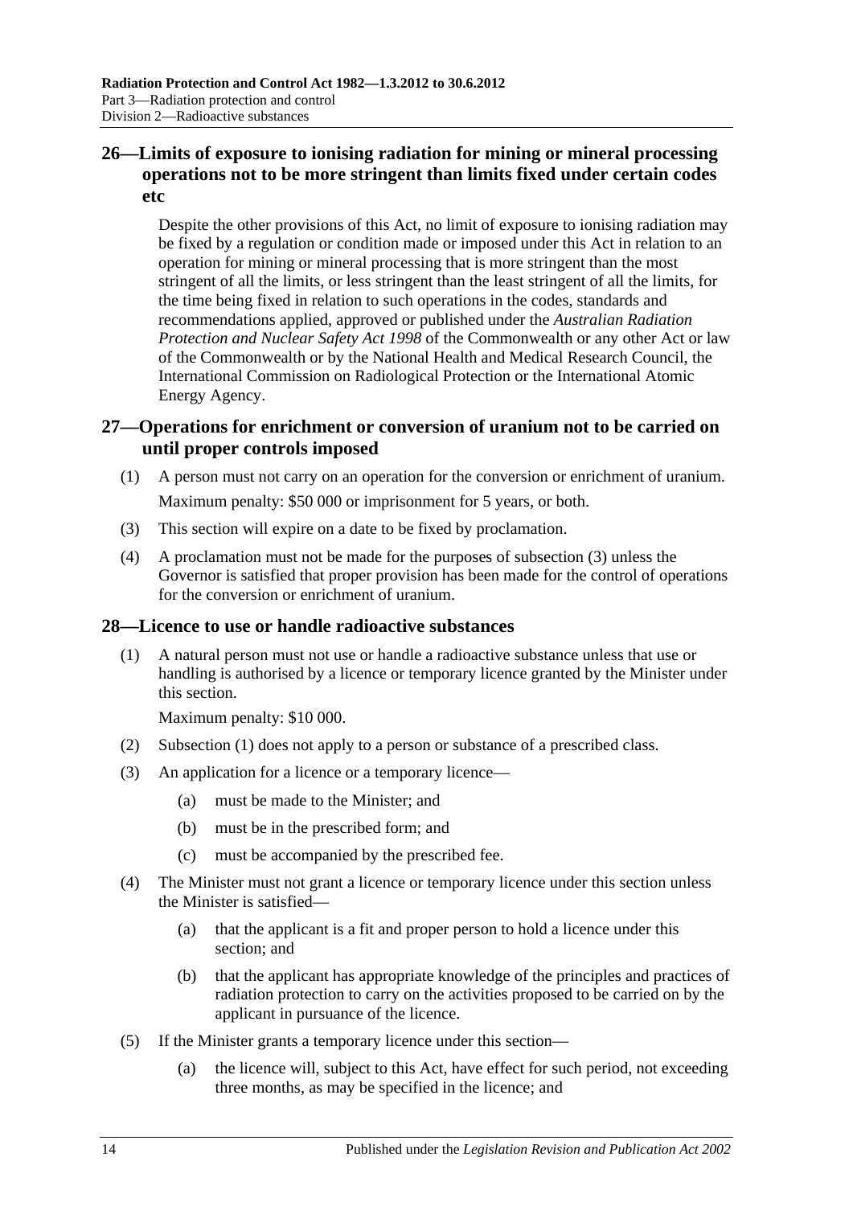## 26—Limits of exposure to ionising radiation for mining or mineral processing operations not to be more stringent than limits fixed under certain codes etc

Despite the other provisions of this Act, no limit of exposure to ionising radiation may be fixed by a regulation or condition made or imposed under this Act in relation to an operation for mining or mineral processing that is more stringent than the most stringent of all the limits, or less stringent than the least stringent of all the limits, for the time being fixed in relation to such operations in the codes, standards and recommendations applied, approved or published under the *Australian Radiation Protection and Nuclear Safety Act 1998* of the Commonwealth or any other Act or law of the Commonwealth or by the National Health and Medical Research Council, the International Commission on Radiological Protection or the International Atomic Energy Agency.

## 27—Operations for enrichment or conversion of uranium not to be carried on until proper controls imposed

(1) A person must not carry on an operation for the conversion or enrichment of uranium.

Maximum penalty: $50 000 or imprisonment for 5 years, or both.

(3) This section will expire on a date to be fixed by proclamation.

(4) A proclamation must not be made for the purposes of subsection (3) unless the Governor is satisfied that proper provision has been made for the control of operations for the conversion or enrichment of uranium.

## 28—Licence to use or handle radioactive substances

(1) A natural person must not use or handle a radioactive substance unless that use or handling is authorised by a licence or temporary licence granted by the Minister under this section.

Maximum penalty: $10 000.

(2) Subsection (1) does not apply to a person or substance of a prescribed class.

(3) An application for a licence or a temporary licence—

- (a) must be made to the Minister; and
- (b) must be in the prescribed form; and
- (c) must be accompanied by the prescribed fee.

(4) The Minister must not grant a licence or temporary licence under this section unless the Minister is satisfied—

- (a) that the applicant is a fit and proper person to hold a licence under this section; and
- (b) that the applicant has appropriate knowledge of the principles and practices of radiation protection to carry on the activities proposed to be carried on by the applicant in pursuance of the licence.

(5) If the Minister grants a temporary licence under this section—

- (a) the licence will, subject to this Act, have effect for such period, not exceeding three months, as may be specified in the licence; and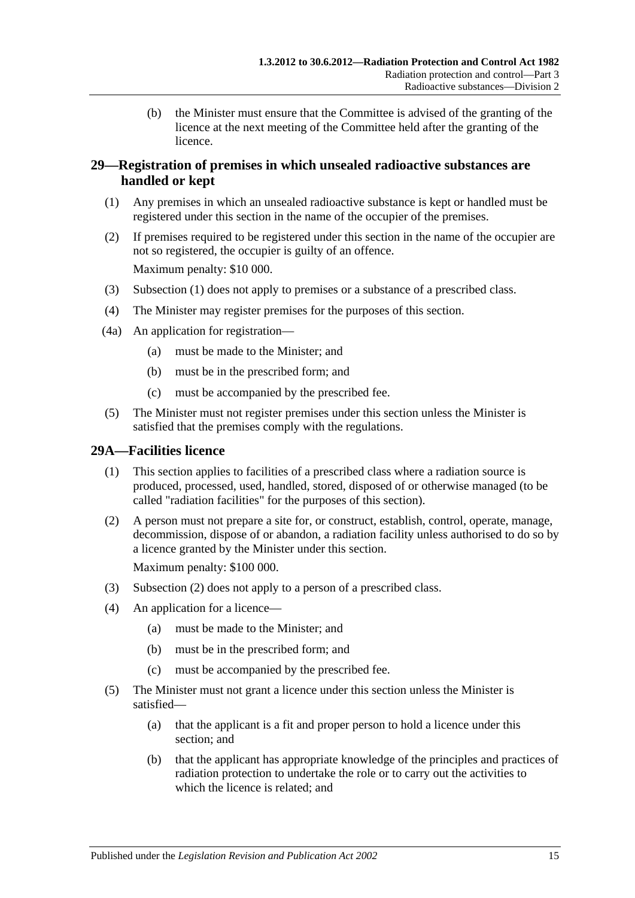(b) the Minister must ensure that the Committee is advised of the granting of the licence at the next meeting of the Committee held after the granting of the licence.

## 29—Registration of premises in which unsealed radioactive substances are handled or kept

(1) Any premises in which an unsealed radioactive substance is kept or handled must be registered under this section in the name of the occupier of the premises.

(2) If premises required to be registered under this section in the name of the occupier are not so registered, the occupier is guilty of an offence.

Maximum penalty: $10 000.

(3) Subsection (1) does not apply to premises or a substance of a prescribed class.

(4) The Minister may register premises for the purposes of this section.

(4a) An application for registration—

(a) must be made to the Minister; and

(b) must be in the prescribed form; and

(c) must be accompanied by the prescribed fee.

(5) The Minister must not register premises under this section unless the Minister is satisfied that the premises comply with the regulations.

## 29A—Facilities licence

(1) This section applies to facilities of a prescribed class where a radiation source is produced, processed, used, handled, stored, disposed of or otherwise managed (to be called "radiation facilities" for the purposes of this section).

(2) A person must not prepare a site for, or construct, establish, control, operate, manage, decommission, dispose of or abandon, a radiation facility unless authorised to do so by a licence granted by the Minister under this section.

Maximum penalty: $100 000.

(3) Subsection (2) does not apply to a person of a prescribed class.

(4) An application for a licence—

(a) must be made to the Minister; and

(b) must be in the prescribed form; and

(c) must be accompanied by the prescribed fee.

(5) The Minister must not grant a licence under this section unless the Minister is satisfied—

(a) that the applicant is a fit and proper person to hold a licence under this section; and

(b) that the applicant has appropriate knowledge of the principles and practices of radiation protection to undertake the role or to carry out the activities to which the licence is related; and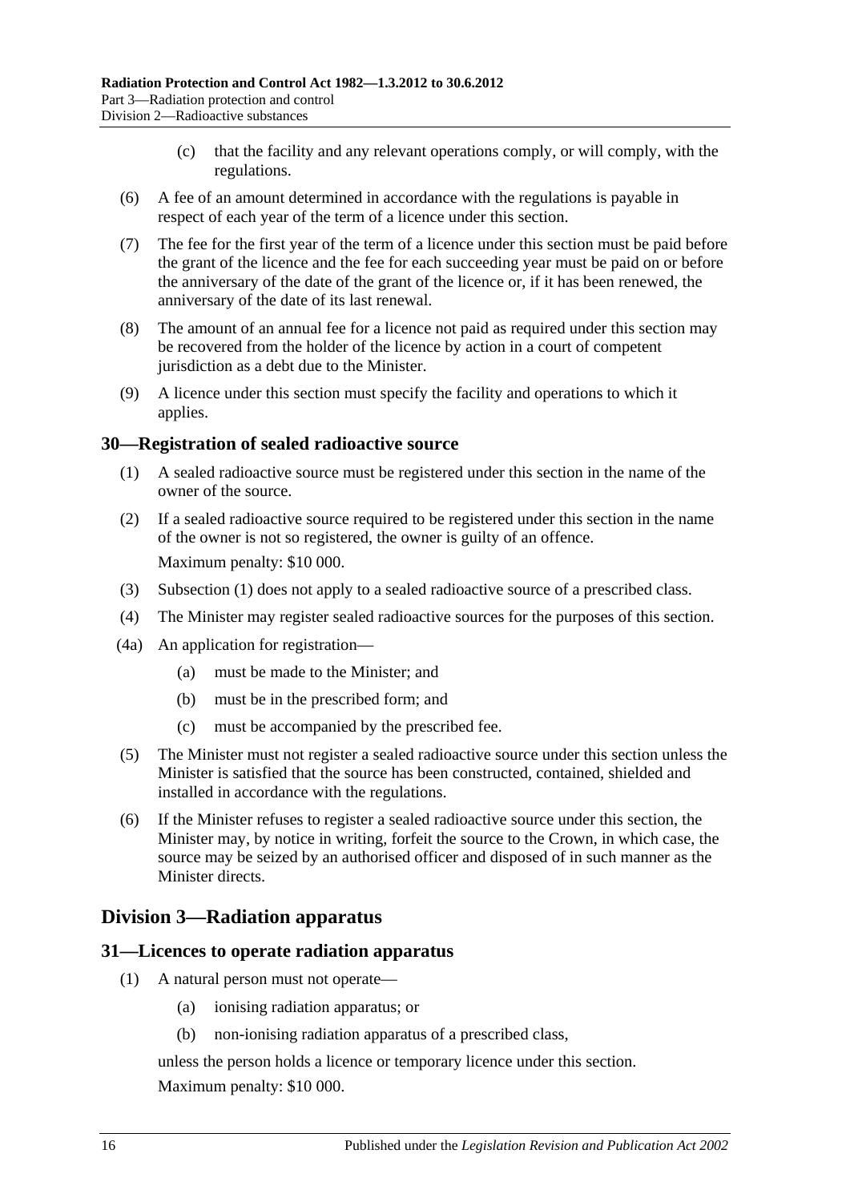(c) that the facility and any relevant operations comply, or will comply, with the regulations.

(6) A fee of an amount determined in accordance with the regulations is payable in respect of each year of the term of a licence under this section.

(7) The fee for the first year of the term of a licence under this section must be paid before the grant of the licence and the fee for each succeeding year must be paid on or before the anniversary of the date of the grant of the licence or, if it has been renewed, the anniversary of the date of its last renewal.

(8) The amount of an annual fee for a licence not paid as required under this section may be recovered from the holder of the licence by action in a court of competent jurisdiction as a debt due to the Minister.

(9) A licence under this section must specify the facility and operations to which it applies.

### 30—Registration of sealed radioactive source

(1) A sealed radioactive source must be registered under this section in the name of the owner of the source.

(2) If a sealed radioactive source required to be registered under this section in the name of the owner is not so registered, the owner is guilty of an offence.

Maximum penalty: $10 000.

(3) Subsection (1) does not apply to a sealed radioactive source of a prescribed class.

(4) The Minister may register sealed radioactive sources for the purposes of this section.

(4a) An application for registration—

(a) must be made to the Minister; and

(b) must be in the prescribed form; and

(c) must be accompanied by the prescribed fee.

(5) The Minister must not register a sealed radioactive source under this section unless the Minister is satisfied that the source has been constructed, contained, shielded and installed in accordance with the regulations.

(6) If the Minister refuses to register a sealed radioactive source under this section, the Minister may, by notice in writing, forfeit the source to the Crown, in which case, the source may be seized by an authorised officer and disposed of in such manner as the Minister directs.

## Division 3—Radiation apparatus

### 31—Licences to operate radiation apparatus

(1) A natural person must not operate—

(a) ionising radiation apparatus; or

(b) non-ionising radiation apparatus of a prescribed class,

unless the person holds a licence or temporary licence under this section.

Maximum penalty: $10 000.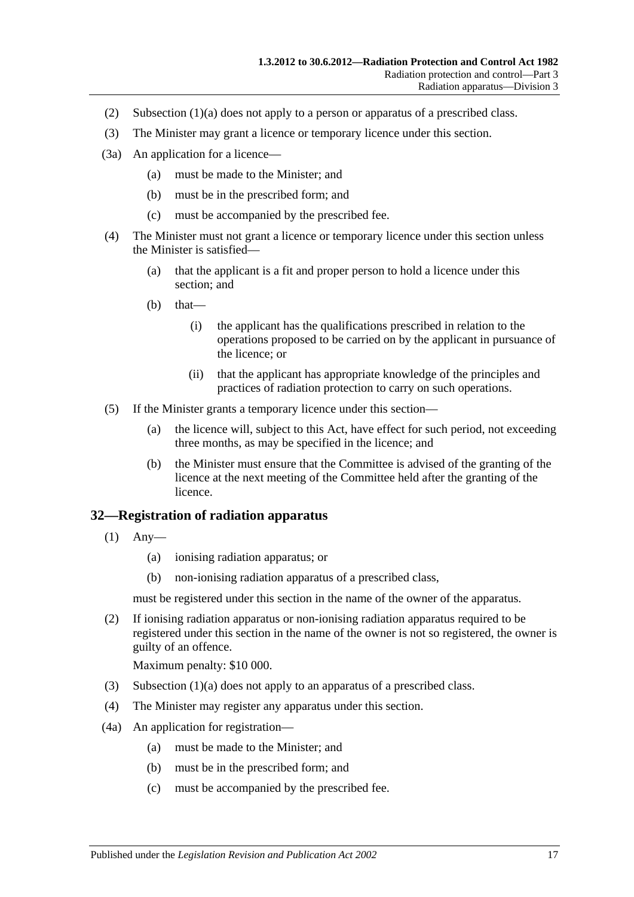(2) Subsection (1)(a) does not apply to a person or apparatus of a prescribed class.

(3) The Minister may grant a licence or temporary licence under this section.

(3a) An application for a licence—

(a) must be made to the Minister; and

(b) must be in the prescribed form; and

(c) must be accompanied by the prescribed fee.

(4) The Minister must not grant a licence or temporary licence under this section unless the Minister is satisfied—

(a) that the applicant is a fit and proper person to hold a licence under this section; and

(b) that—

(i) the applicant has the qualifications prescribed in relation to the operations proposed to be carried on by the applicant in pursuance of the licence; or

(ii) that the applicant has appropriate knowledge of the principles and practices of radiation protection to carry on such operations.

(5) If the Minister grants a temporary licence under this section—

(a) the licence will, subject to this Act, have effect for such period, not exceeding three months, as may be specified in the licence; and

(b) the Minister must ensure that the Committee is advised of the granting of the licence at the next meeting of the Committee held after the granting of the licence.

## 32—Registration of radiation apparatus

(1) Any—

(a) ionising radiation apparatus; or

(b) non-ionising radiation apparatus of a prescribed class,

must be registered under this section in the name of the owner of the apparatus.

(2) If ionising radiation apparatus or non-ionising radiation apparatus required to be registered under this section in the name of the owner is not so registered, the owner is guilty of an offence.

Maximum penalty: $10 000.

(3) Subsection (1)(a) does not apply to an apparatus of a prescribed class.

(4) The Minister may register any apparatus under this section.

(4a) An application for registration—

(a) must be made to the Minister; and

(b) must be in the prescribed form; and

(c) must be accompanied by the prescribed fee.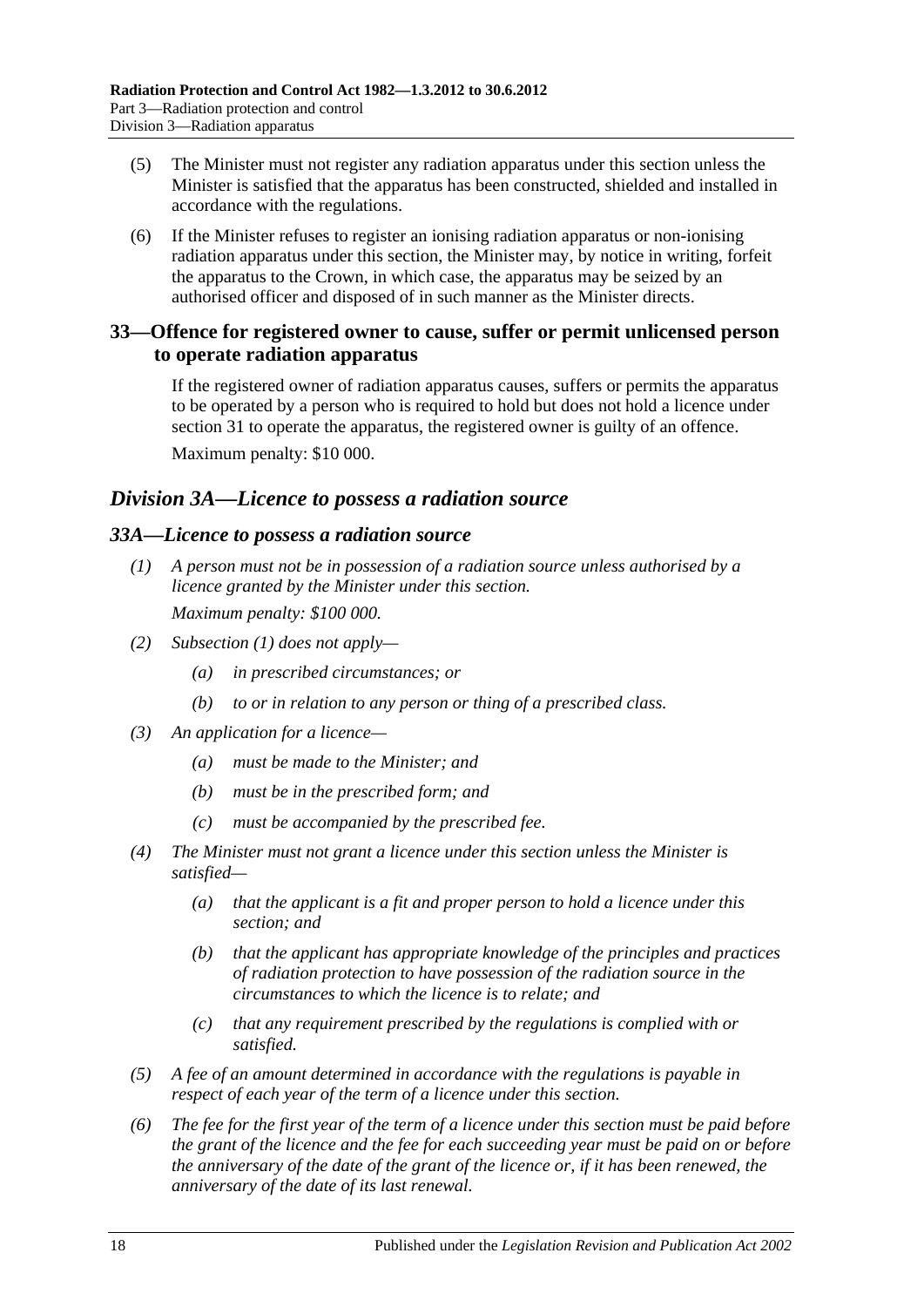(5) The Minister must not register any radiation apparatus under this section unless the Minister is satisfied that the apparatus has been constructed, shielded and installed in accordance with the regulations.

(6) If the Minister refuses to register an ionising radiation apparatus or non-ionising radiation apparatus under this section, the Minister may, by notice in writing, forfeit the apparatus to the Crown, in which case, the apparatus may be seized by an authorised officer and disposed of in such manner as the Minister directs.

## 33—Offence for registered owner to cause, suffer or permit unlicensed person to operate radiation apparatus

If the registered owner of radiation apparatus causes, suffers or permits the apparatus to be operated by a person who is required to hold but does not hold a licence under section 31 to operate the apparatus, the registered owner is guilty of an offence.

Maximum penalty: $10 000.

## *Division 3A—Licence to possess a radiation source*

### *33A—Licence to possess a radiation source*

*(1) A person must not be in possession of a radiation source unless authorised by a licence granted by the Minister under this section.*

*Maximum penalty: $100 000.*

*(2) Subsection (1) does not apply—*

*(a) in prescribed circumstances; or*

*(b) to or in relation to any person or thing of a prescribed class.*

*(3) An application for a licence—*

*(a) must be made to the Minister; and*

*(b) must be in the prescribed form; and*

*(c) must be accompanied by the prescribed fee.*

*(4) The Minister must not grant a licence under this section unless the Minister is satisfied—*

*(a) that the applicant is a fit and proper person to hold a licence under this section; and*

*(b) that the applicant has appropriate knowledge of the principles and practices of radiation protection to have possession of the radiation source in the circumstances to which the licence is to relate; and*

*(c) that any requirement prescribed by the regulations is complied with or satisfied.*

*(5) A fee of an amount determined in accordance with the regulations is payable in respect of each year of the term of a licence under this section.*

*(6) The fee for the first year of the term of a licence under this section must be paid before the grant of the licence and the fee for each succeeding year must be paid on or before the anniversary of the date of the grant of the licence or, if it has been renewed, the anniversary of the date of its last renewal.*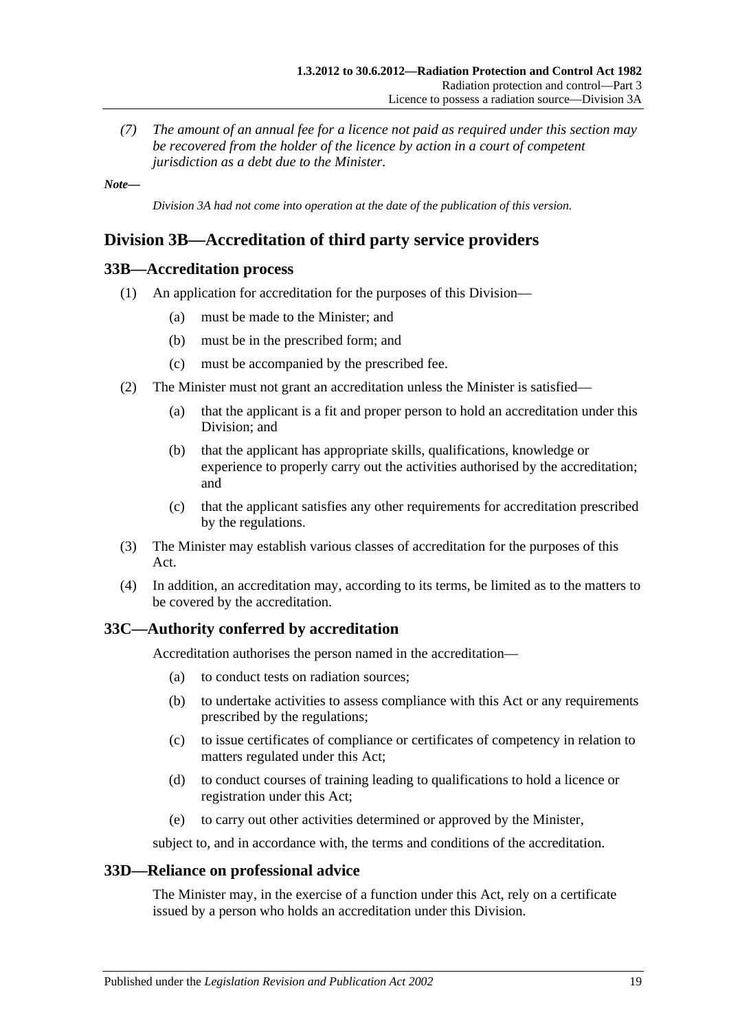*(7) The amount of an annual fee for a licence not paid as required under this section may be recovered from the holder of the licence by action in a court of competent jurisdiction as a debt due to the Minister.*

***Note—***

*Division 3A had not come into operation at the date of the publication of this version.*

## Division 3B—Accreditation of third party service providers

### 33B—Accreditation process

(1) An application for accreditation for the purposes of this Division—

- (a) must be made to the Minister; and
- (b) must be in the prescribed form; and
- (c) must be accompanied by the prescribed fee.

(2) The Minister must not grant an accreditation unless the Minister is satisfied—

- (a) that the applicant is a fit and proper person to hold an accreditation under this Division; and
- (b) that the applicant has appropriate skills, qualifications, knowledge or experience to properly carry out the activities authorised by the accreditation; and
- (c) that the applicant satisfies any other requirements for accreditation prescribed by the regulations.

(3) The Minister may establish various classes of accreditation for the purposes of this Act.

(4) In addition, an accreditation may, according to its terms, be limited as to the matters to be covered by the accreditation.

### 33C—Authority conferred by accreditation

Accreditation authorises the person named in the accreditation—

- (a) to conduct tests on radiation sources;
- (b) to undertake activities to assess compliance with this Act or any requirements prescribed by the regulations;
- (c) to issue certificates of compliance or certificates of competency in relation to matters regulated under this Act;
- (d) to conduct courses of training leading to qualifications to hold a licence or registration under this Act;
- (e) to carry out other activities determined or approved by the Minister,

subject to, and in accordance with, the terms and conditions of the accreditation.

### 33D—Reliance on professional advice

The Minister may, in the exercise of a function under this Act, rely on a certificate issued by a person who holds an accreditation under this Division.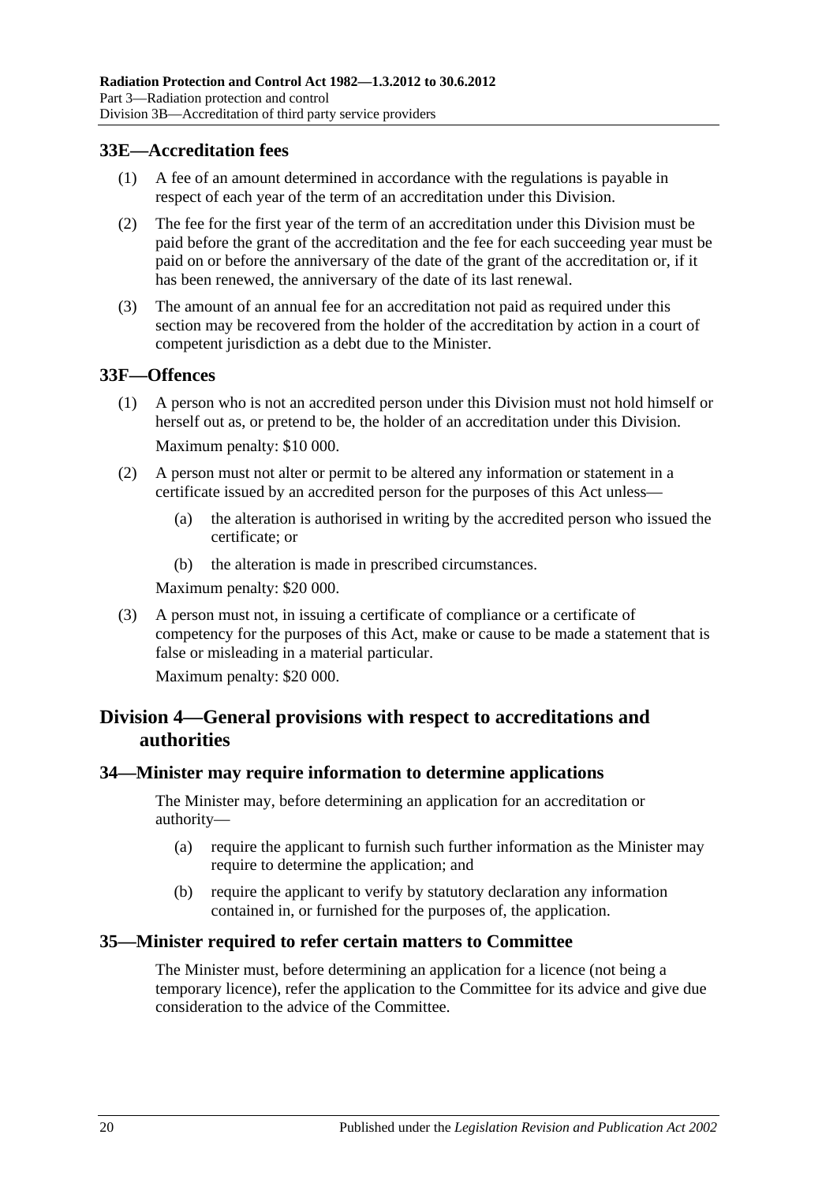## 33E—Accreditation fees

(1) A fee of an amount determined in accordance with the regulations is payable in respect of each year of the term of an accreditation under this Division.

(2) The fee for the first year of the term of an accreditation under this Division must be paid before the grant of the accreditation and the fee for each succeeding year must be paid on or before the anniversary of the date of the grant of the accreditation or, if it has been renewed, the anniversary of the date of its last renewal.

(3) The amount of an annual fee for an accreditation not paid as required under this section may be recovered from the holder of the accreditation by action in a court of competent jurisdiction as a debt due to the Minister.

## 33F—Offences

(1) A person who is not an accredited person under this Division must not hold himself or herself out as, or pretend to be, the holder of an accreditation under this Division.

Maximum penalty: $10 000.

(2) A person must not alter or permit to be altered any information or statement in a certificate issued by an accredited person for the purposes of this Act unless—

(a) the alteration is authorised in writing by the accredited person who issued the certificate; or

(b) the alteration is made in prescribed circumstances.

Maximum penalty: $20 000.

(3) A person must not, in issuing a certificate of compliance or a certificate of competency for the purposes of this Act, make or cause to be made a statement that is false or misleading in a material particular.

Maximum penalty: $20 000.

# Division 4—General provisions with respect to accreditations and authorities

## 34—Minister may require information to determine applications

The Minister may, before determining an application for an accreditation or authority—

(a) require the applicant to furnish such further information as the Minister may require to determine the application; and

(b) require the applicant to verify by statutory declaration any information contained in, or furnished for the purposes of, the application.

## 35—Minister required to refer certain matters to Committee

The Minister must, before determining an application for a licence (not being a temporary licence), refer the application to the Committee for its advice and give due consideration to the advice of the Committee.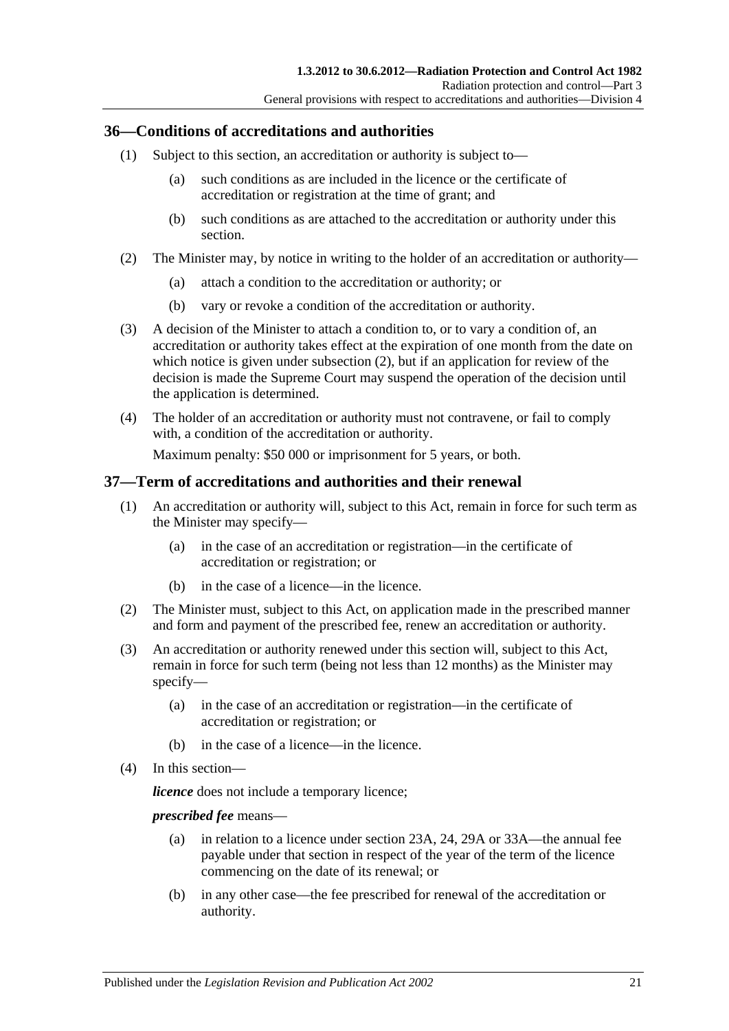## 36—Conditions of accreditations and authorities

(1) Subject to this section, an accreditation or authority is subject to—

 (a) such conditions as are included in the licence or the certificate of accreditation or registration at the time of grant; and

 (b) such conditions as are attached to the accreditation or authority under this section.

(2) The Minister may, by notice in writing to the holder of an accreditation or authority—

 (a) attach a condition to the accreditation or authority; or

 (b) vary or revoke a condition of the accreditation or authority.

(3) A decision of the Minister to attach a condition to, or to vary a condition of, an accreditation or authority takes effect at the expiration of one month from the date on which notice is given under subsection (2), but if an application for review of the decision is made the Supreme Court may suspend the operation of the decision until the application is determined.

(4) The holder of an accreditation or authority must not contravene, or fail to comply with, a condition of the accreditation or authority.

Maximum penalty: $50 000 or imprisonment for 5 years, or both.

## 37—Term of accreditations and authorities and their renewal

(1) An accreditation or authority will, subject to this Act, remain in force for such term as the Minister may specify—

 (a) in the case of an accreditation or registration—in the certificate of accreditation or registration; or

 (b) in the case of a licence—in the licence.

(2) The Minister must, subject to this Act, on application made in the prescribed manner and form and payment of the prescribed fee, renew an accreditation or authority.

(3) An accreditation or authority renewed under this section will, subject to this Act, remain in force for such term (being not less than 12 months) as the Minister may specify—

 (a) in the case of an accreditation or registration—in the certificate of accreditation or registration; or

 (b) in the case of a licence—in the licence.

(4) In this section—

***licence*** does not include a temporary licence;

***prescribed fee*** means—

 (a) in relation to a licence under section 23A, 24, 29A or 33A—the annual fee payable under that section in respect of the year of the term of the licence commencing on the date of its renewal; or

 (b) in any other case—the fee prescribed for renewal of the accreditation or authority.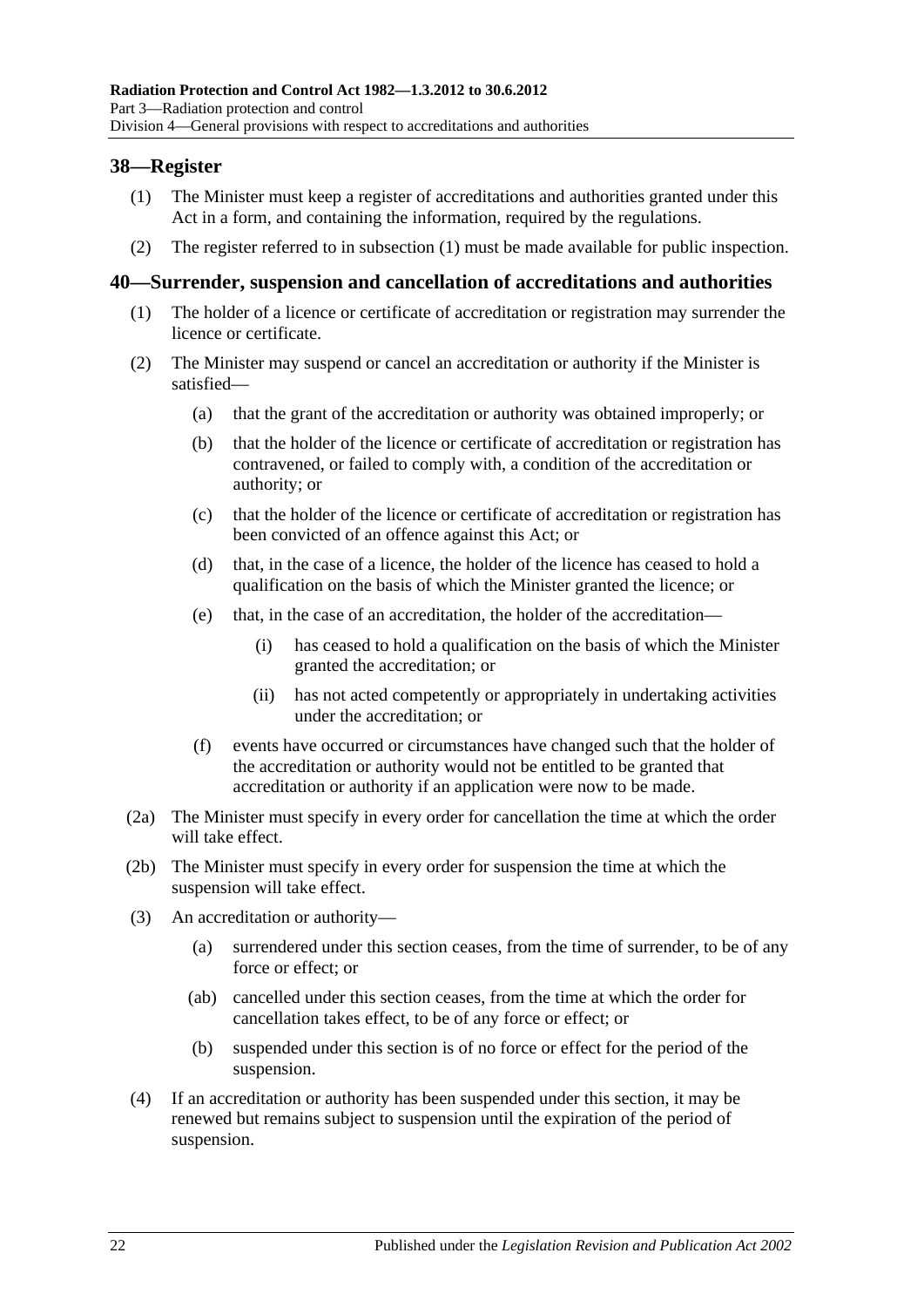## 38—Register

(1) The Minister must keep a register of accreditations and authorities granted under this Act in a form, and containing the information, required by the regulations.

(2) The register referred to in subsection (1) must be made available for public inspection.

## 40—Surrender, suspension and cancellation of accreditations and authorities

(1) The holder of a licence or certificate of accreditation or registration may surrender the licence or certificate.

(2) The Minister may suspend or cancel an accreditation or authority if the Minister is satisfied—

(a) that the grant of the accreditation or authority was obtained improperly; or

(b) that the holder of the licence or certificate of accreditation or registration has contravened, or failed to comply with, a condition of the accreditation or authority; or

(c) that the holder of the licence or certificate of accreditation or registration has been convicted of an offence against this Act; or

(d) that, in the case of a licence, the holder of the licence has ceased to hold a qualification on the basis of which the Minister granted the licence; or

(e) that, in the case of an accreditation, the holder of the accreditation—

(i) has ceased to hold a qualification on the basis of which the Minister granted the accreditation; or

(ii) has not acted competently or appropriately in undertaking activities under the accreditation; or

(f) events have occurred or circumstances have changed such that the holder of the accreditation or authority would not be entitled to be granted that accreditation or authority if an application were now to be made.

(2a) The Minister must specify in every order for cancellation the time at which the order will take effect.

(2b) The Minister must specify in every order for suspension the time at which the suspension will take effect.

(3) An accreditation or authority—

(a) surrendered under this section ceases, from the time of surrender, to be of any force or effect; or

(ab) cancelled under this section ceases, from the time at which the order for cancellation takes effect, to be of any force or effect; or

(b) suspended under this section is of no force or effect for the period of the suspension.

(4) If an accreditation or authority has been suspended under this section, it may be renewed but remains subject to suspension until the expiration of the period of suspension.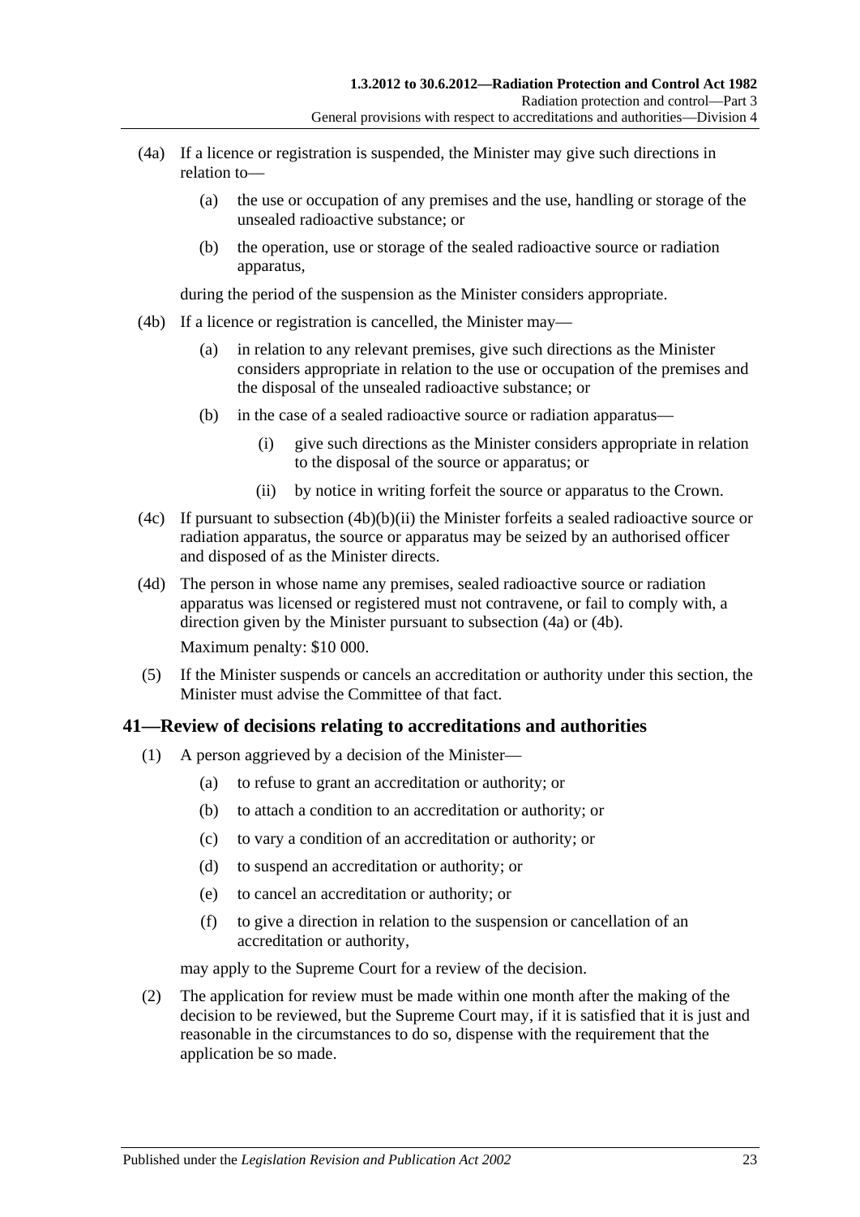(4a) If a licence or registration is suspended, the Minister may give such directions in relation to—

(a) the use or occupation of any premises and the use, handling or storage of the unsealed radioactive substance; or

(b) the operation, use or storage of the sealed radioactive source or radiation apparatus,

during the period of the suspension as the Minister considers appropriate.

(4b) If a licence or registration is cancelled, the Minister may—

(a) in relation to any relevant premises, give such directions as the Minister considers appropriate in relation to the use or occupation of the premises and the disposal of the unsealed radioactive substance; or

(b) in the case of a sealed radioactive source or radiation apparatus—

(i) give such directions as the Minister considers appropriate in relation to the disposal of the source or apparatus; or

(ii) by notice in writing forfeit the source or apparatus to the Crown.

(4c) If pursuant to subsection (4b)(b)(ii) the Minister forfeits a sealed radioactive source or radiation apparatus, the source or apparatus may be seized by an authorised officer and disposed of as the Minister directs.

(4d) The person in whose name any premises, sealed radioactive source or radiation apparatus was licensed or registered must not contravene, or fail to comply with, a direction given by the Minister pursuant to subsection (4a) or (4b).

Maximum penalty: $10 000.

(5) If the Minister suspends or cancels an accreditation or authority under this section, the Minister must advise the Committee of that fact.

## 41—Review of decisions relating to accreditations and authorities

(1) A person aggrieved by a decision of the Minister—

(a) to refuse to grant an accreditation or authority; or

(b) to attach a condition to an accreditation or authority; or

(c) to vary a condition of an accreditation or authority; or

(d) to suspend an accreditation or authority; or

(e) to cancel an accreditation or authority; or

(f) to give a direction in relation to the suspension or cancellation of an accreditation or authority,

may apply to the Supreme Court for a review of the decision.

(2) The application for review must be made within one month after the making of the decision to be reviewed, but the Supreme Court may, if it is satisfied that it is just and reasonable in the circumstances to do so, dispense with the requirement that the application be so made.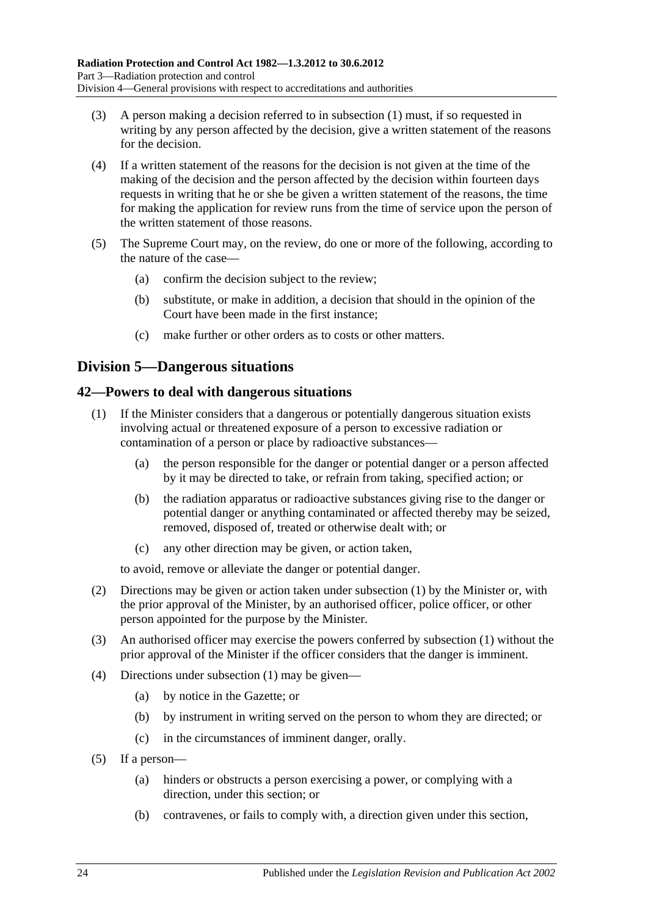(3) A person making a decision referred to in subsection (1) must, if so requested in writing by any person affected by the decision, give a written statement of the reasons for the decision.

(4) If a written statement of the reasons for the decision is not given at the time of the making of the decision and the person affected by the decision within fourteen days requests in writing that he or she be given a written statement of the reasons, the time for making the application for review runs from the time of service upon the person of the written statement of those reasons.

(5) The Supreme Court may, on the review, do one or more of the following, according to the nature of the case—

(a) confirm the decision subject to the review;

(b) substitute, or make in addition, a decision that should in the opinion of the Court have been made in the first instance;

(c) make further or other orders as to costs or other matters.

## Division 5—Dangerous situations

### 42—Powers to deal with dangerous situations

(1) If the Minister considers that a dangerous or potentially dangerous situation exists involving actual or threatened exposure of a person to excessive radiation or contamination of a person or place by radioactive substances—

(a) the person responsible for the danger or potential danger or a person affected by it may be directed to take, or refrain from taking, specified action; or

(b) the radiation apparatus or radioactive substances giving rise to the danger or potential danger or anything contaminated or affected thereby may be seized, removed, disposed of, treated or otherwise dealt with; or

(c) any other direction may be given, or action taken,

to avoid, remove or alleviate the danger or potential danger.

(2) Directions may be given or action taken under subsection (1) by the Minister or, with the prior approval of the Minister, by an authorised officer, police officer, or other person appointed for the purpose by the Minister.

(3) An authorised officer may exercise the powers conferred by subsection (1) without the prior approval of the Minister if the officer considers that the danger is imminent.

(4) Directions under subsection (1) may be given—

(a) by notice in the Gazette; or

(b) by instrument in writing served on the person to whom they are directed; or

(c) in the circumstances of imminent danger, orally.

(5) If a person—

(a) hinders or obstructs a person exercising a power, or complying with a direction, under this section; or

(b) contravenes, or fails to comply with, a direction given under this section,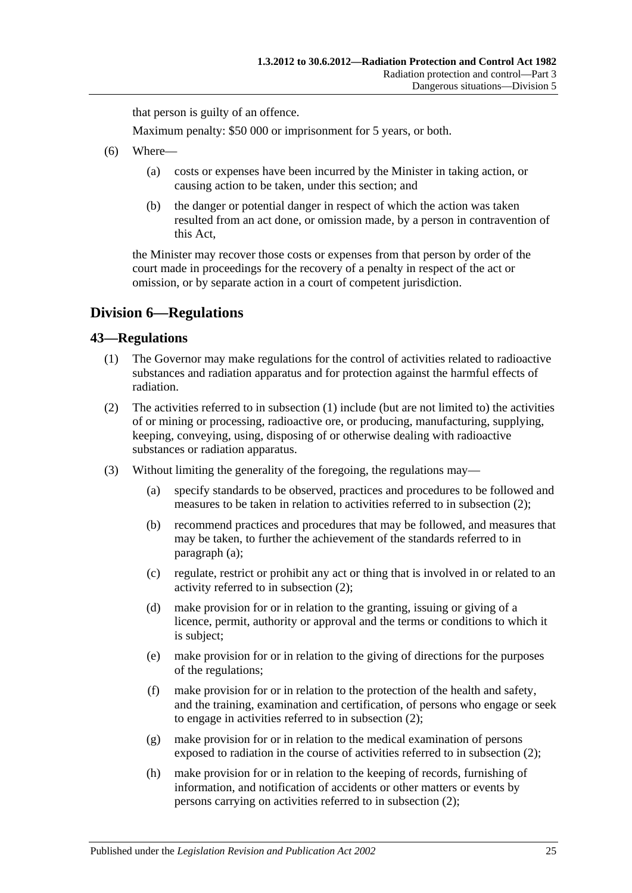that person is guilty of an offence.

Maximum penalty: $50 000 or imprisonment for 5 years, or both.

(6) Where—

(a) costs or expenses have been incurred by the Minister in taking action, or causing action to be taken, under this section; and

(b) the danger or potential danger in respect of which the action was taken resulted from an act done, or omission made, by a person in contravention of this Act,

the Minister may recover those costs or expenses from that person by order of the court made in proceedings for the recovery of a penalty in respect of the act or omission, or by separate action in a court of competent jurisdiction.

## Division 6—Regulations

### 43—Regulations

(1) The Governor may make regulations for the control of activities related to radioactive substances and radiation apparatus and for protection against the harmful effects of radiation.

(2) The activities referred to in subsection (1) include (but are not limited to) the activities of or mining or processing, radioactive ore, or producing, manufacturing, supplying, keeping, conveying, using, disposing of or otherwise dealing with radioactive substances or radiation apparatus.

(3) Without limiting the generality of the foregoing, the regulations may—

(a) specify standards to be observed, practices and procedures to be followed and measures to be taken in relation to activities referred to in subsection (2);

(b) recommend practices and procedures that may be followed, and measures that may be taken, to further the achievement of the standards referred to in paragraph (a);

(c) regulate, restrict or prohibit any act or thing that is involved in or related to an activity referred to in subsection (2);

(d) make provision for or in relation to the granting, issuing or giving of a licence, permit, authority or approval and the terms or conditions to which it is subject;

(e) make provision for or in relation to the giving of directions for the purposes of the regulations;

(f) make provision for or in relation to the protection of the health and safety, and the training, examination and certification, of persons who engage or seek to engage in activities referred to in subsection (2);

(g) make provision for or in relation to the medical examination of persons exposed to radiation in the course of activities referred to in subsection (2);

(h) make provision for or in relation to the keeping of records, furnishing of information, and notification of accidents or other matters or events by persons carrying on activities referred to in subsection (2);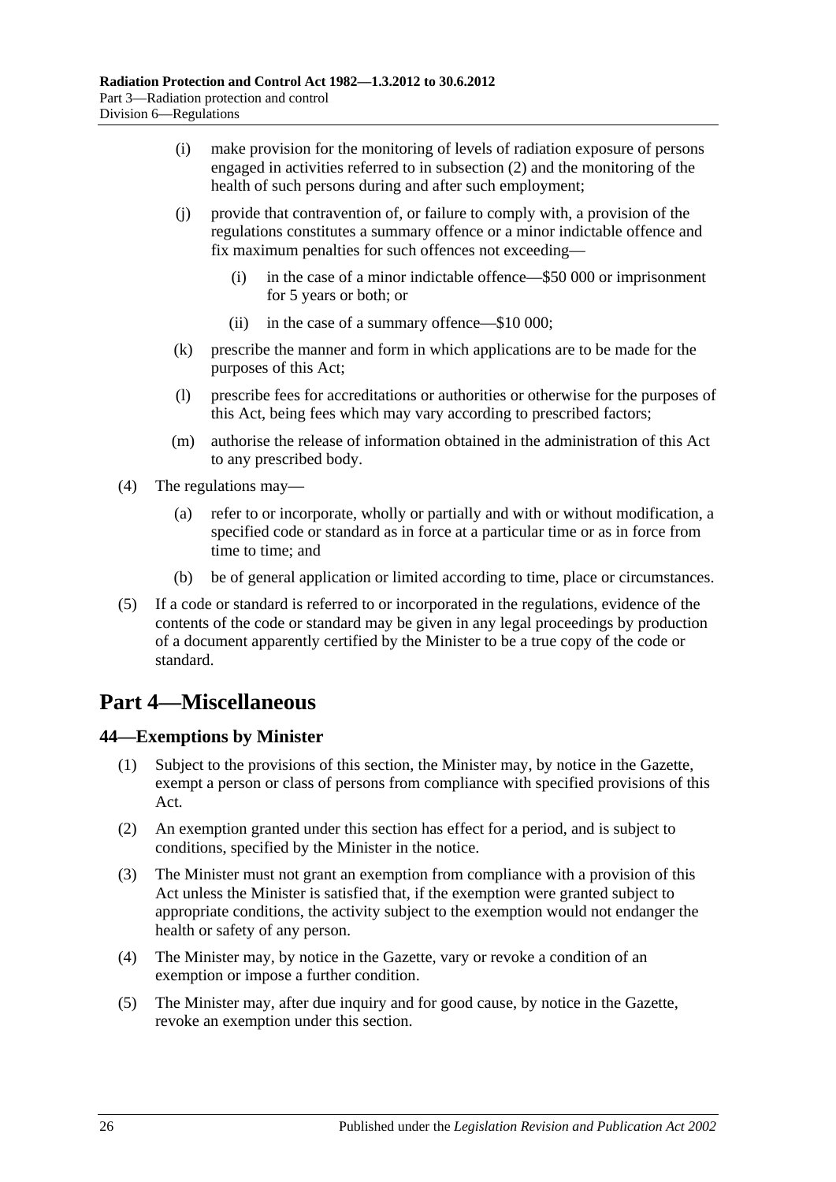(i) make provision for the monitoring of levels of radiation exposure of persons engaged in activities referred to in subsection (2) and the monitoring of the health of such persons during and after such employment;

(j) provide that contravention of, or failure to comply with, a provision of the regulations constitutes a summary offence or a minor indictable offence and fix maximum penalties for such offences not exceeding—

(i) in the case of a minor indictable offence—$50 000 or imprisonment for 5 years or both; or

(ii) in the case of a summary offence—$10 000;

(k) prescribe the manner and form in which applications are to be made for the purposes of this Act;

(l) prescribe fees for accreditations or authorities or otherwise for the purposes of this Act, being fees which may vary according to prescribed factors;

(m) authorise the release of information obtained in the administration of this Act to any prescribed body.

(4) The regulations may—

(a) refer to or incorporate, wholly or partially and with or without modification, a specified code or standard as in force at a particular time or as in force from time to time; and

(b) be of general application or limited according to time, place or circumstances.

(5) If a code or standard is referred to or incorporated in the regulations, evidence of the contents of the code or standard may be given in any legal proceedings by production of a document apparently certified by the Minister to be a true copy of the code or standard.

# Part 4—Miscellaneous

## 44—Exemptions by Minister

(1) Subject to the provisions of this section, the Minister may, by notice in the Gazette, exempt a person or class of persons from compliance with specified provisions of this Act.

(2) An exemption granted under this section has effect for a period, and is subject to conditions, specified by the Minister in the notice.

(3) The Minister must not grant an exemption from compliance with a provision of this Act unless the Minister is satisfied that, if the exemption were granted subject to appropriate conditions, the activity subject to the exemption would not endanger the health or safety of any person.

(4) The Minister may, by notice in the Gazette, vary or revoke a condition of an exemption or impose a further condition.

(5) The Minister may, after due inquiry and for good cause, by notice in the Gazette, revoke an exemption under this section.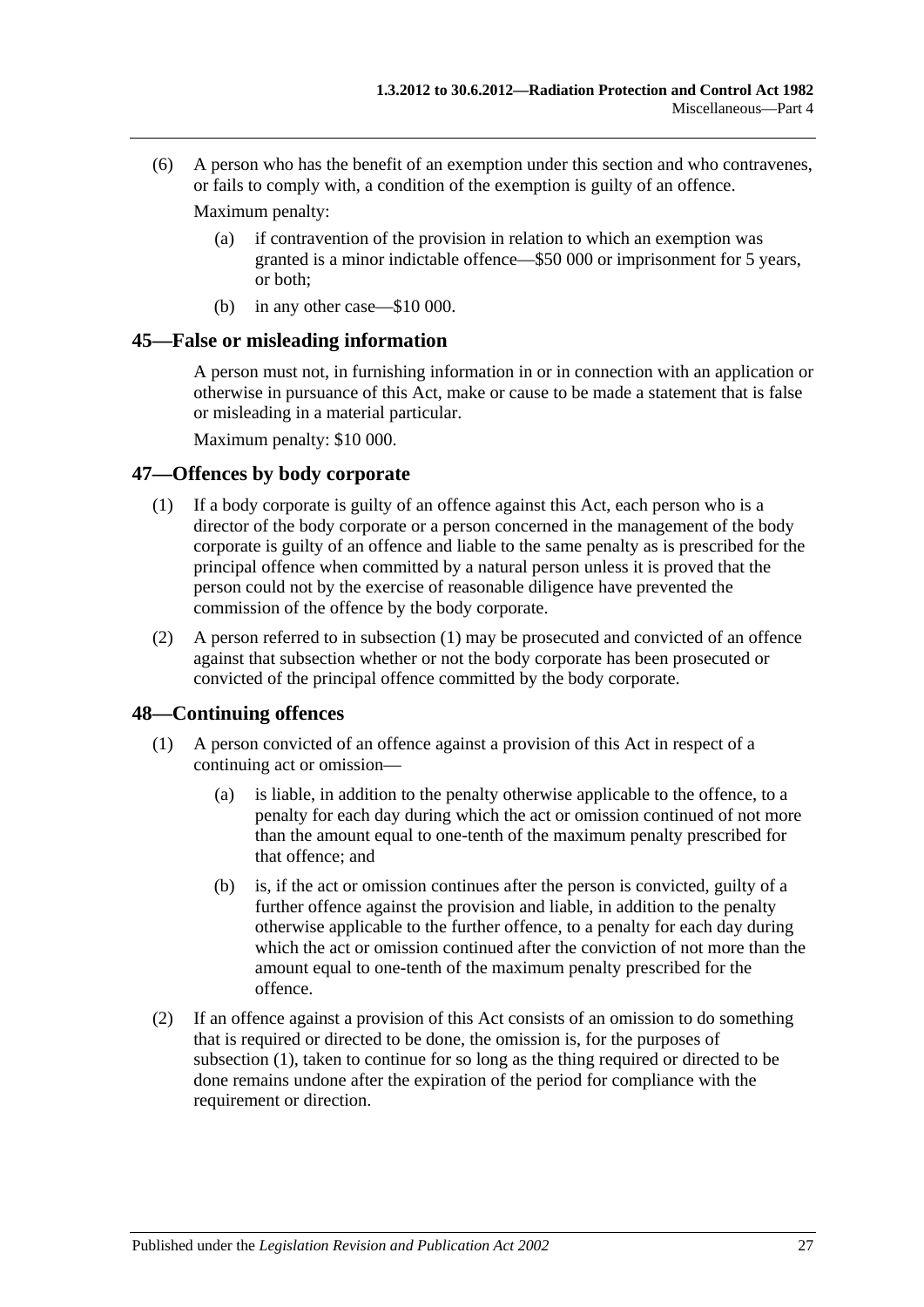(6) A person who has the benefit of an exemption under this section and who contravenes, or fails to comply with, a condition of the exemption is guilty of an offence.

Maximum penalty:

- (a) if contravention of the provision in relation to which an exemption was granted is a minor indictable offence—$50 000 or imprisonment for 5 years, or both;
- (b) in any other case—$10 000.

## 45—False or misleading information

A person must not, in furnishing information in or in connection with an application or otherwise in pursuance of this Act, make or cause to be made a statement that is false or misleading in a material particular.

Maximum penalty: $10 000.

## 47—Offences by body corporate

(1) If a body corporate is guilty of an offence against this Act, each person who is a director of the body corporate or a person concerned in the management of the body corporate is guilty of an offence and liable to the same penalty as is prescribed for the principal offence when committed by a natural person unless it is proved that the person could not by the exercise of reasonable diligence have prevented the commission of the offence by the body corporate.

(2) A person referred to in subsection (1) may be prosecuted and convicted of an offence against that subsection whether or not the body corporate has been prosecuted or convicted of the principal offence committed by the body corporate.

## 48—Continuing offences

(1) A person convicted of an offence against a provision of this Act in respect of a continuing act or omission—

- (a) is liable, in addition to the penalty otherwise applicable to the offence, to a penalty for each day during which the act or omission continued of not more than the amount equal to one-tenth of the maximum penalty prescribed for that offence; and
- (b) is, if the act or omission continues after the person is convicted, guilty of a further offence against the provision and liable, in addition to the penalty otherwise applicable to the further offence, to a penalty for each day during which the act or omission continued after the conviction of not more than the amount equal to one-tenth of the maximum penalty prescribed for the offence.

(2) If an offence against a provision of this Act consists of an omission to do something that is required or directed to be done, the omission is, for the purposes of subsection (1), taken to continue for so long as the thing required or directed to be done remains undone after the expiration of the period for compliance with the requirement or direction.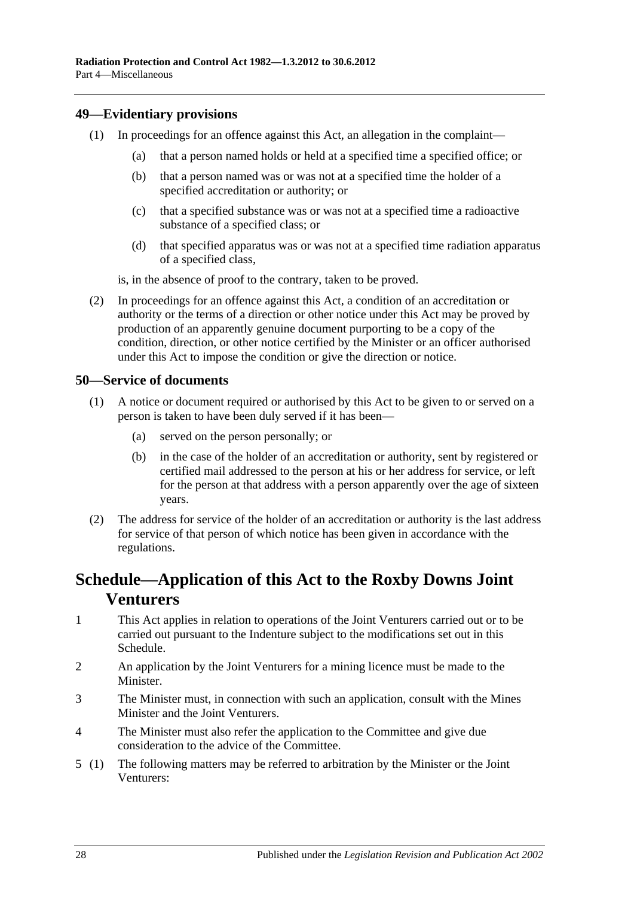## 49—Evidentiary provisions

(1) In proceedings for an offence against this Act, an allegation in the complaint—

(a) that a person named holds or held at a specified time a specified office; or

(b) that a person named was or was not at a specified time the holder of a specified accreditation or authority; or

(c) that a specified substance was or was not at a specified time a radioactive substance of a specified class; or

(d) that specified apparatus was or was not at a specified time radiation apparatus of a specified class,

is, in the absence of proof to the contrary, taken to be proved.

(2) In proceedings for an offence against this Act, a condition of an accreditation or authority or the terms of a direction or other notice under this Act may be proved by production of an apparently genuine document purporting to be a copy of the condition, direction, or other notice certified by the Minister or an officer authorised under this Act to impose the condition or give the direction or notice.

## 50—Service of documents

(1) A notice or document required or authorised by this Act to be given to or served on a person is taken to have been duly served if it has been—

(a) served on the person personally; or

(b) in the case of the holder of an accreditation or authority, sent by registered or certified mail addressed to the person at his or her address for service, or left for the person at that address with a person apparently over the age of sixteen years.

(2) The address for service of the holder of an accreditation or authority is the last address for service of that person of which notice has been given in accordance with the regulations.

# Schedule—Application of this Act to the Roxby Downs Joint Venturers

1 This Act applies in relation to operations of the Joint Venturers carried out or to be carried out pursuant to the Indenture subject to the modifications set out in this Schedule.

2 An application by the Joint Venturers for a mining licence must be made to the Minister.

3 The Minister must, in connection with such an application, consult with the Mines Minister and the Joint Venturers.

4 The Minister must also refer the application to the Committee and give due consideration to the advice of the Committee.

5 (1) The following matters may be referred to arbitration by the Minister or the Joint Venturers: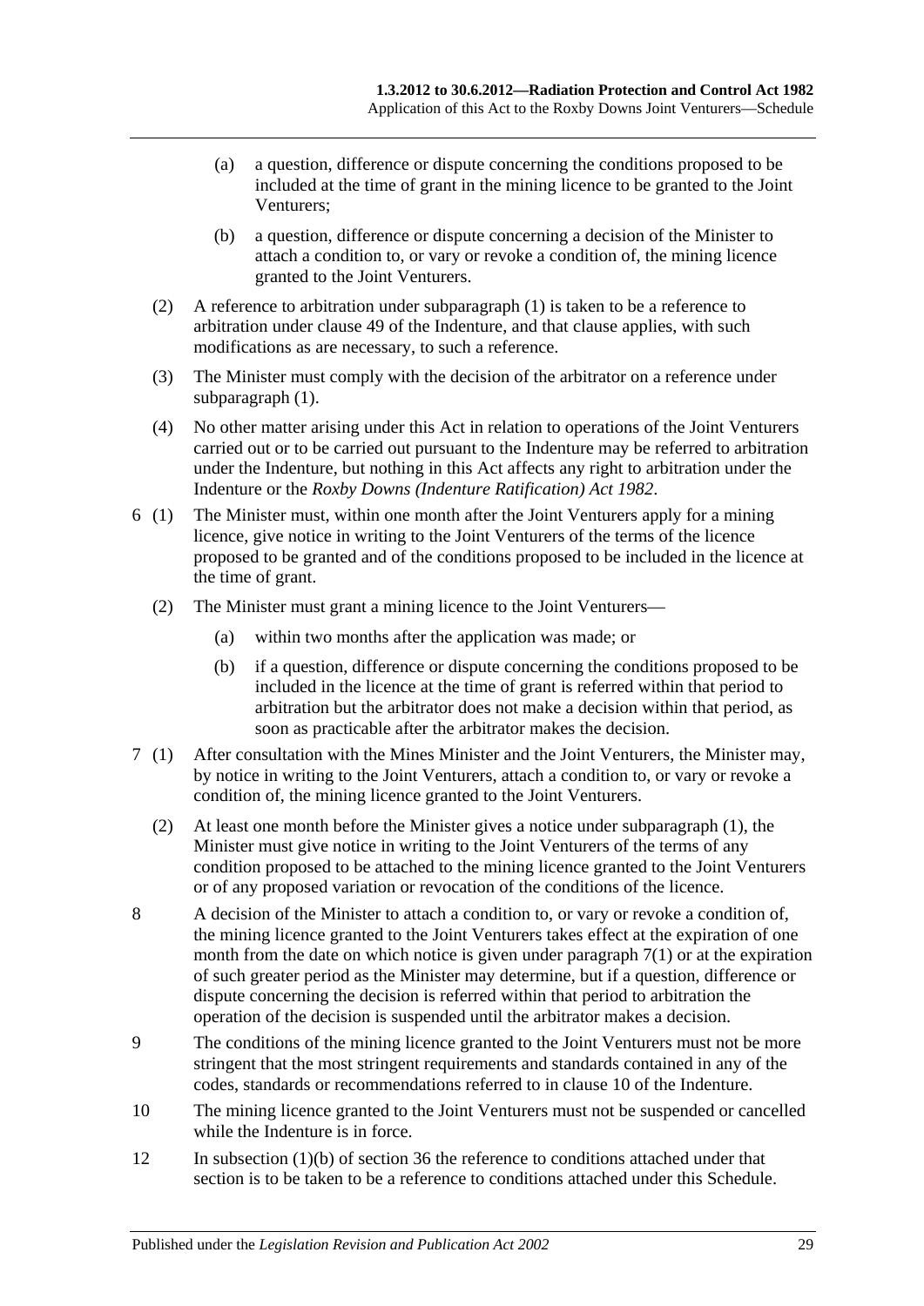(a) a question, difference or dispute concerning the conditions proposed to be included at the time of grant in the mining licence to be granted to the Joint Venturers;

(b) a question, difference or dispute concerning a decision of the Minister to attach a condition to, or vary or revoke a condition of, the mining licence granted to the Joint Venturers.

(2) A reference to arbitration under subparagraph (1) is taken to be a reference to arbitration under clause 49 of the Indenture, and that clause applies, with such modifications as are necessary, to such a reference.

(3) The Minister must comply with the decision of the arbitrator on a reference under subparagraph (1).

(4) No other matter arising under this Act in relation to operations of the Joint Venturers carried out or to be carried out pursuant to the Indenture may be referred to arbitration under the Indenture, but nothing in this Act affects any right to arbitration under the Indenture or the *Roxby Downs (Indenture Ratification) Act 1982*.

6 (1) The Minister must, within one month after the Joint Venturers apply for a mining licence, give notice in writing to the Joint Venturers of the terms of the licence proposed to be granted and of the conditions proposed to be included in the licence at the time of grant.

(2) The Minister must grant a mining licence to the Joint Venturers—

(a) within two months after the application was made; or

(b) if a question, difference or dispute concerning the conditions proposed to be included in the licence at the time of grant is referred within that period to arbitration but the arbitrator does not make a decision within that period, as soon as practicable after the arbitrator makes the decision.

7 (1) After consultation with the Mines Minister and the Joint Venturers, the Minister may, by notice in writing to the Joint Venturers, attach a condition to, or vary or revoke a condition of, the mining licence granted to the Joint Venturers.

(2) At least one month before the Minister gives a notice under subparagraph (1), the Minister must give notice in writing to the Joint Venturers of the terms of any condition proposed to be attached to the mining licence granted to the Joint Venturers or of any proposed variation or revocation of the conditions of the licence.

8 A decision of the Minister to attach a condition to, or vary or revoke a condition of, the mining licence granted to the Joint Venturers takes effect at the expiration of one month from the date on which notice is given under paragraph 7(1) or at the expiration of such greater period as the Minister may determine, but if a question, difference or dispute concerning the decision is referred within that period to arbitration the operation of the decision is suspended until the arbitrator makes a decision.

9 The conditions of the mining licence granted to the Joint Venturers must not be more stringent that the most stringent requirements and standards contained in any of the codes, standards or recommendations referred to in clause 10 of the Indenture.

10 The mining licence granted to the Joint Venturers must not be suspended or cancelled while the Indenture is in force.

12 In subsection (1)(b) of section 36 the reference to conditions attached under that section is to be taken to be a reference to conditions attached under this Schedule.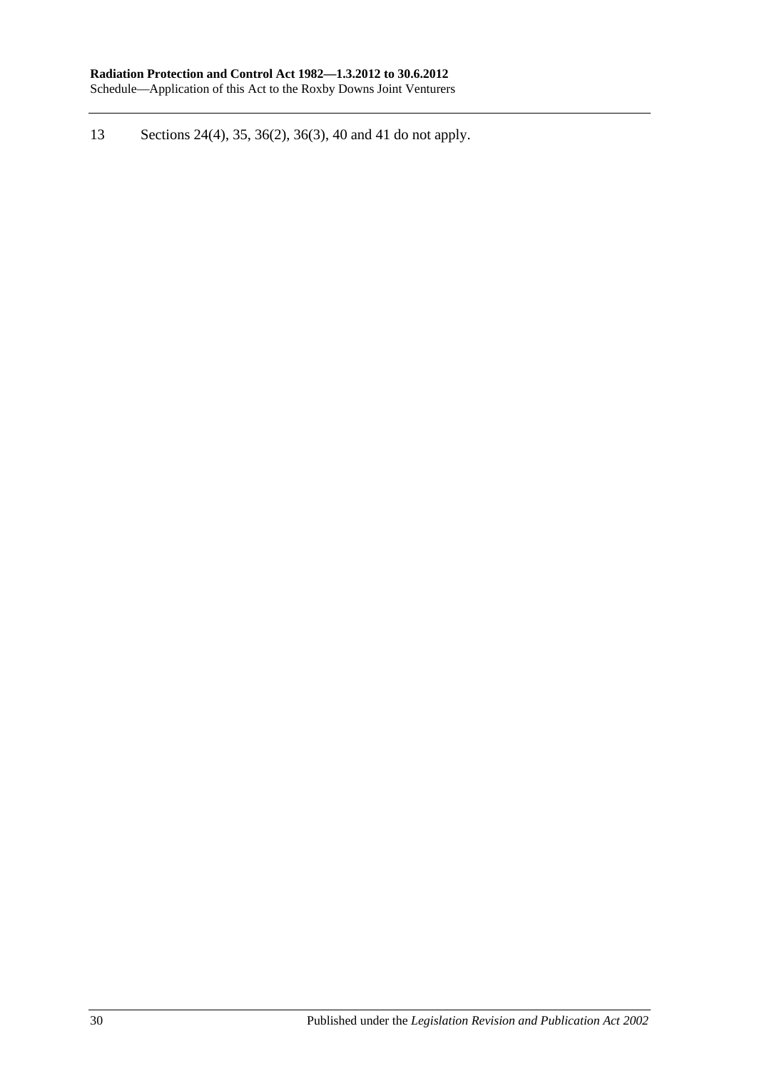13 Sections 24(4), 35, 36(2), 36(3), 40 and 41 do not apply.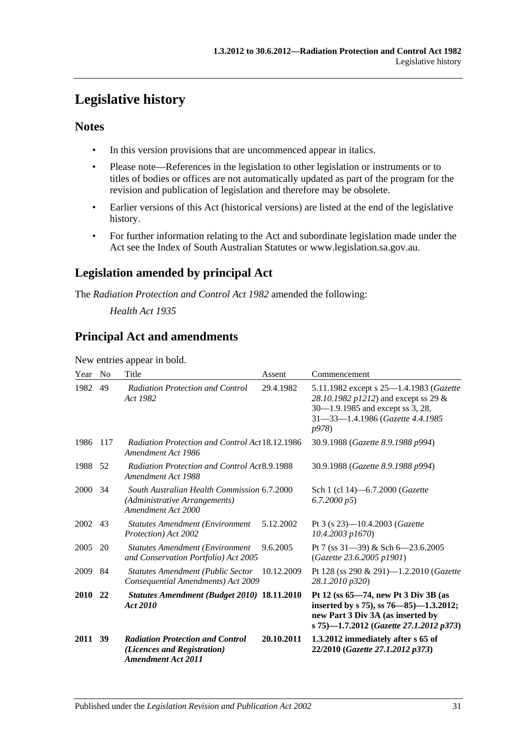# Legislative history

## Notes

- In this version provisions that are uncommenced appear in italics.
- Please note—References in the legislation to other legislation or instruments or to titles of bodies or offices are not automatically updated as part of the program for the revision and publication of legislation and therefore may be obsolete.
- Earlier versions of this Act (historical versions) are listed at the end of the legislative history.
- For further information relating to the Act and subordinate legislation made under the Act see the Index of South Australian Statutes or www.legislation.sa.gov.au.

## Legislation amended by principal Act

The *Radiation Protection and Control Act 1982* amended the following:

*Health Act 1935*

## Principal Act and amendments

New entries appear in bold.

| Year | No | Title | Assent | Commencement |
|---|---|---|---|---|
| 1982 | 49 | *Radiation Protection and Control Act 1982* | 29.4.1982 | 5.11.1982 except s 25—1.4.1983 (*Gazette 28.10.1982 p1212*) and except ss 29 & 30—1.9.1985 and except ss 3, 28, 31—33—1.4.1986 (*Gazette 4.4.1985 p978*) |
| 1986 | 117 | *Radiation Protection and Control Act Amendment Act 1986* | 18.12.1986 | 30.9.1988 (*Gazette 8.9.1988 p994*) |
| 1988 | 52 | *Radiation Protection and Control Act Amendment Act 1988* | 8.9.1988 | 30.9.1988 (*Gazette 8.9.1988 p994*) |
| 2000 | 34 | *South Australian Health Commission (Administrative Arrangements) Amendment Act 2000* | 6.7.2000 | Sch 1 (cl 14)—6.7.2000 (*Gazette 6.7.2000 p5*) |
| 2002 | 43 | *Statutes Amendment (Environment Protection) Act 2002* | 5.12.2002 | Pt 3 (s 23)—10.4.2003 (*Gazette 10.4.2003 p1670*) |
| 2005 | 20 | *Statutes Amendment (Environment and Conservation Portfolio) Act 2005* | 9.6.2005 | Pt 7 (ss 31—39) & Sch 6—23.6.2005 (*Gazette 23.6.2005 p1901*) |
| 2009 | 84 | *Statutes Amendment (Public Sector Consequential Amendments) Act 2009* | 10.12.2009 | Pt 128 (ss 290 & 291)—1.2.2010 (*Gazette 28.1.2010 p320*) |
| **2010** | **22** | ***Statutes Amendment (Budget 2010) Act 2010*** | **18.11.2010** | **Pt 12 (ss 65—74, new Pt 3 Div 3B (as inserted by s 75), ss 76—85)—1.3.2012; new Part 3 Div 3A (as inserted by s 75)—1.7.2012 (*Gazette 27.1.2012 p373*)** |
| **2011** | **39** | ***Radiation Protection and Control (Licences and Registration) Amendment Act 2011*** | **20.10.2011** | **1.3.2012 immediately after s 65 of 22/2010 (*Gazette 27.1.2012 p373*)** |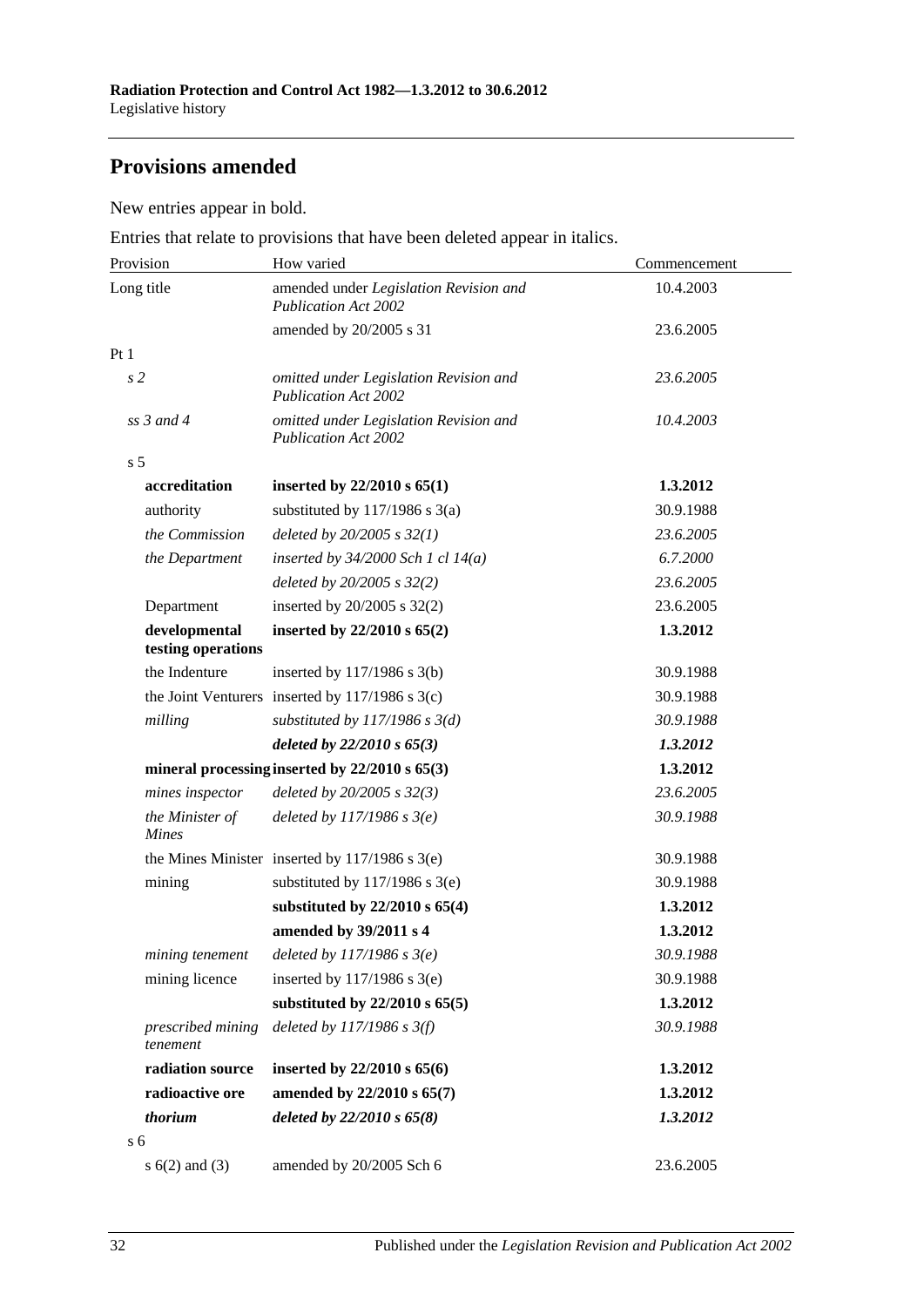## Provisions amended

New entries appear in bold.

Entries that relate to provisions that have been deleted appear in italics.

| Provision | How varied | Commencement |
|---|---|---|
| Long title | amended under *Legislation Revision and Publication Act 2002* | 10.4.2003 |
| | amended by 20/2005 s 31 | 23.6.2005 |
| Pt 1 | | |
| *s 2* | *omitted under Legislation Revision and Publication Act 2002* | *23.6.2005* |
| *ss 3 and 4* | *omitted under Legislation Revision and Publication Act 2002* | *10.4.2003* |
| s 5 | | |
| **accreditation** | **inserted by 22/2010 s 65(1)** | **1.3.2012** |
| authority | substituted by 117/1986 s 3(a) | 30.9.1988 |
| *the Commission* | *deleted by 20/2005 s 32(1)* | *23.6.2005* |
| *the Department* | *inserted by 34/2000 Sch 1 cl 14(a)* | *6.7.2000* |
| | *deleted by 20/2005 s 32(2)* | *23.6.2005* |
| Department | inserted by 20/2005 s 32(2) | 23.6.2005 |
| **developmental testing operations** | **inserted by 22/2010 s 65(2)** | **1.3.2012** |
| the Indenture | inserted by 117/1986 s 3(b) | 30.9.1988 |
| the Joint Venturers | inserted by 117/1986 s 3(c) | 30.9.1988 |
| *milling* | *substituted by 117/1986 s 3(d)* | *30.9.1988* |
| | ***deleted by 22/2010 s 65(3)*** | ***1.3.2012*** |
| **mineral processing** | **inserted by 22/2010 s 65(3)** | **1.3.2012** |
| *mines inspector* | *deleted by 20/2005 s 32(3)* | *23.6.2005* |
| *the Minister of Mines* | *deleted by 117/1986 s 3(e)* | *30.9.1988* |
| the Mines Minister | inserted by 117/1986 s 3(e) | 30.9.1988 |
| mining | substituted by 117/1986 s 3(e) | 30.9.1988 |
| | **substituted by 22/2010 s 65(4)** | **1.3.2012** |
| | **amended by 39/2011 s 4** | **1.3.2012** |
| *mining tenement* | *deleted by 117/1986 s 3(e)* | *30.9.1988* |
| mining licence | inserted by 117/1986 s 3(e) | 30.9.1988 |
| | **substituted by 22/2010 s 65(5)** | **1.3.2012** |
| *prescribed mining tenement* | *deleted by 117/1986 s 3(f)* | *30.9.1988* |
| **radiation source** | **inserted by 22/2010 s 65(6)** | **1.3.2012** |
| **radioactive ore** | **amended by 22/2010 s 65(7)** | **1.3.2012** |
| ***thorium*** | ***deleted by 22/2010 s 65(8)*** | ***1.3.2012*** |
| s 6 | | |
| s 6(2) and (3) | amended by 20/2005 Sch 6 | 23.6.2005 |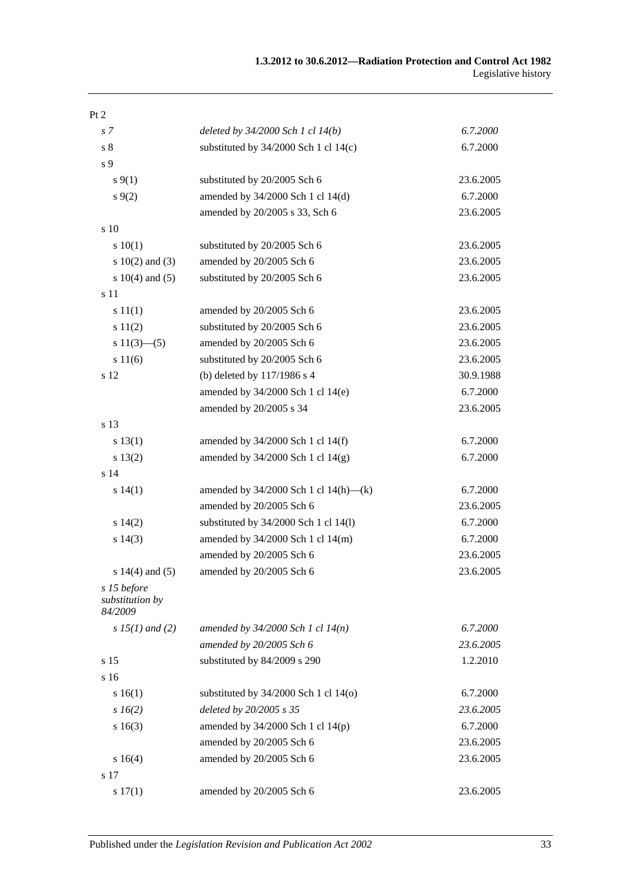Pt 2

| | | |
|---|---|---|
| *s 7* | *deleted by 34/2000 Sch 1 cl 14(b)* | *6.7.2000* |
| s 8 | substituted by 34/2000 Sch 1 cl 14(c) | 6.7.2000 |
| s 9 | | |
| s 9(1) | substituted by 20/2005 Sch 6 | 23.6.2005 |
| s 9(2) | amended by 34/2000 Sch 1 cl 14(d) | 6.7.2000 |
| | amended by 20/2005 s 33, Sch 6 | 23.6.2005 |
| s 10 | | |
| s 10(1) | substituted by 20/2005 Sch 6 | 23.6.2005 |
| s 10(2) and (3) | amended by 20/2005 Sch 6 | 23.6.2005 |
| s 10(4) and (5) | substituted by 20/2005 Sch 6 | 23.6.2005 |
| s 11 | | |
| s 11(1) | amended by 20/2005 Sch 6 | 23.6.2005 |
| s 11(2) | substituted by 20/2005 Sch 6 | 23.6.2005 |
| s 11(3)—(5) | amended by 20/2005 Sch 6 | 23.6.2005 |
| s 11(6) | substituted by 20/2005 Sch 6 | 23.6.2005 |
| s 12 | (b) deleted by 117/1986 s 4 | 30.9.1988 |
| | amended by 34/2000 Sch 1 cl 14(e) | 6.7.2000 |
| | amended by 20/2005 s 34 | 23.6.2005 |
| s 13 | | |
| s 13(1) | amended by 34/2000 Sch 1 cl 14(f) | 6.7.2000 |
| s 13(2) | amended by 34/2000 Sch 1 cl 14(g) | 6.7.2000 |
| s 14 | | |
| s 14(1) | amended by 34/2000 Sch 1 cl 14(h)—(k) | 6.7.2000 |
| | amended by 20/2005 Sch 6 | 23.6.2005 |
| s 14(2) | substituted by 34/2000 Sch 1 cl 14(l) | 6.7.2000 |
| s 14(3) | amended by 34/2000 Sch 1 cl 14(m) | 6.7.2000 |
| | amended by 20/2005 Sch 6 | 23.6.2005 |
| s 14(4) and (5) | amended by 20/2005 Sch 6 | 23.6.2005 |
| *s 15 before substitution by 84/2009* | | |
| *s 15(1) and (2)* | *amended by 34/2000 Sch 1 cl 14(n)* | *6.7.2000* |
| | *amended by 20/2005 Sch 6* | *23.6.2005* |
| s 15 | substituted by 84/2009 s 290 | 1.2.2010 |
| s 16 | | |
| s 16(1) | substituted by 34/2000 Sch 1 cl 14(o) | 6.7.2000 |
| *s 16(2)* | *deleted by 20/2005 s 35* | *23.6.2005* |
| s 16(3) | amended by 34/2000 Sch 1 cl 14(p) | 6.7.2000 |
| | amended by 20/2005 Sch 6 | 23.6.2005 |
| s 16(4) | amended by 20/2005 Sch 6 | 23.6.2005 |
| s 17 | | |
| s 17(1) | amended by 20/2005 Sch 6 | 23.6.2005 |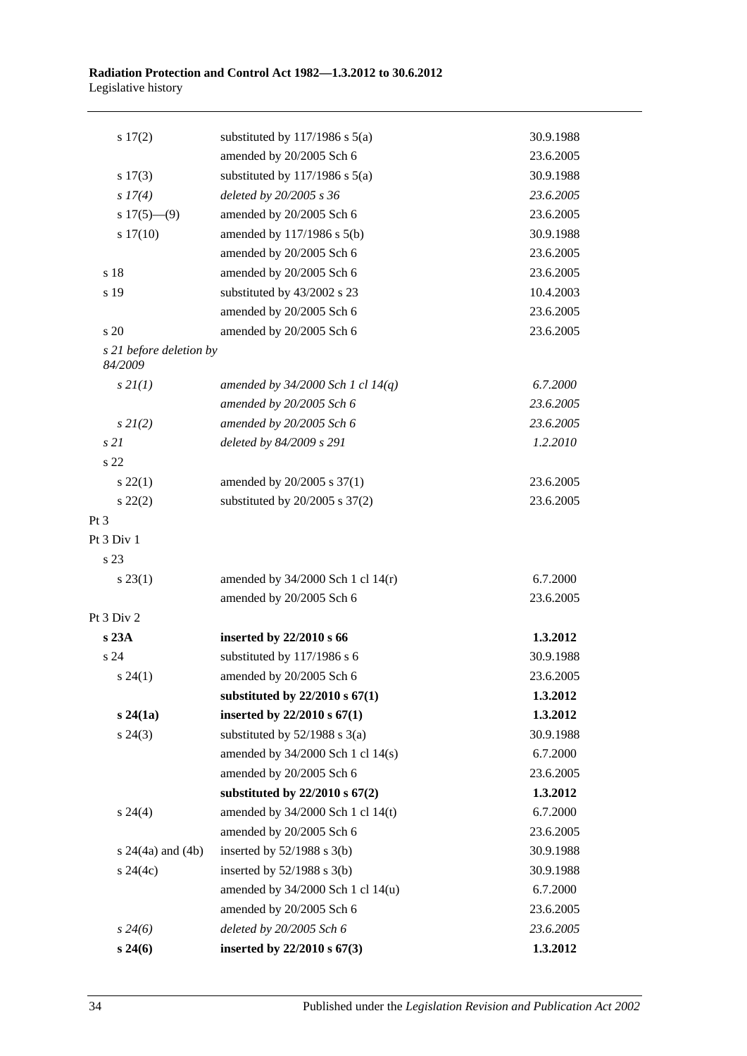| | | |
|---|---|---|
| s 17(2) | substituted by 117/1986 s 5(a) | 30.9.1988 |
| | amended by 20/2005 Sch 6 | 23.6.2005 |
| s 17(3) | substituted by 117/1986 s 5(a) | 30.9.1988 |
| *s 17(4)* | *deleted by 20/2005 s 36* | *23.6.2005* |
| s 17(5)—(9) | amended by 20/2005 Sch 6 | 23.6.2005 |
| s 17(10) | amended by 117/1986 s 5(b) | 30.9.1988 |
| | amended by 20/2005 Sch 6 | 23.6.2005 |
| s 18 | amended by 20/2005 Sch 6 | 23.6.2005 |
| s 19 | substituted by 43/2002 s 23 | 10.4.2003 |
| | amended by 20/2005 Sch 6 | 23.6.2005 |
| s 20 | amended by 20/2005 Sch 6 | 23.6.2005 |
| *s 21 before deletion by 84/2009* | | |
| *s 21(1)* | *amended by 34/2000 Sch 1 cl 14(q)* | *6.7.2000* |
| | *amended by 20/2005 Sch 6* | *23.6.2005* |
| *s 21(2)* | *amended by 20/2005 Sch 6* | *23.6.2005* |
| *s 21* | *deleted by 84/2009 s 291* | *1.2.2010* |
| s 22 | | |
| s 22(1) | amended by 20/2005 s 37(1) | 23.6.2005 |
| s 22(2) | substituted by 20/2005 s 37(2) | 23.6.2005 |
| Pt 3 | | |
| Pt 3 Div 1 | | |
| s 23 | | |
| s 23(1) | amended by 34/2000 Sch 1 cl 14(r) | 6.7.2000 |
| | amended by 20/2005 Sch 6 | 23.6.2005 |
| Pt 3 Div 2 | | |
| **s 23A** | **inserted by 22/2010 s 66** | **1.3.2012** |
| s 24 | substituted by 117/1986 s 6 | 30.9.1988 |
| s 24(1) | amended by 20/2005 Sch 6 | 23.6.2005 |
| | **substituted by 22/2010 s 67(1)** | **1.3.2012** |
| **s 24(1a)** | **inserted by 22/2010 s 67(1)** | **1.3.2012** |
| s 24(3) | substituted by 52/1988 s 3(a) | 30.9.1988 |
| | amended by 34/2000 Sch 1 cl 14(s) | 6.7.2000 |
| | amended by 20/2005 Sch 6 | 23.6.2005 |
| | **substituted by 22/2010 s 67(2)** | **1.3.2012** |
| s 24(4) | amended by 34/2000 Sch 1 cl 14(t) | 6.7.2000 |
| | amended by 20/2005 Sch 6 | 23.6.2005 |
| s 24(4a) and (4b) | inserted by 52/1988 s 3(b) | 30.9.1988 |
| s 24(4c) | inserted by 52/1988 s 3(b) | 30.9.1988 |
| | amended by 34/2000 Sch 1 cl 14(u) | 6.7.2000 |
| | amended by 20/2005 Sch 6 | 23.6.2005 |
| *s 24(6)* | *deleted by 20/2005 Sch 6* | *23.6.2005* |
| **s 24(6)** | **inserted by 22/2010 s 67(3)** | **1.3.2012** |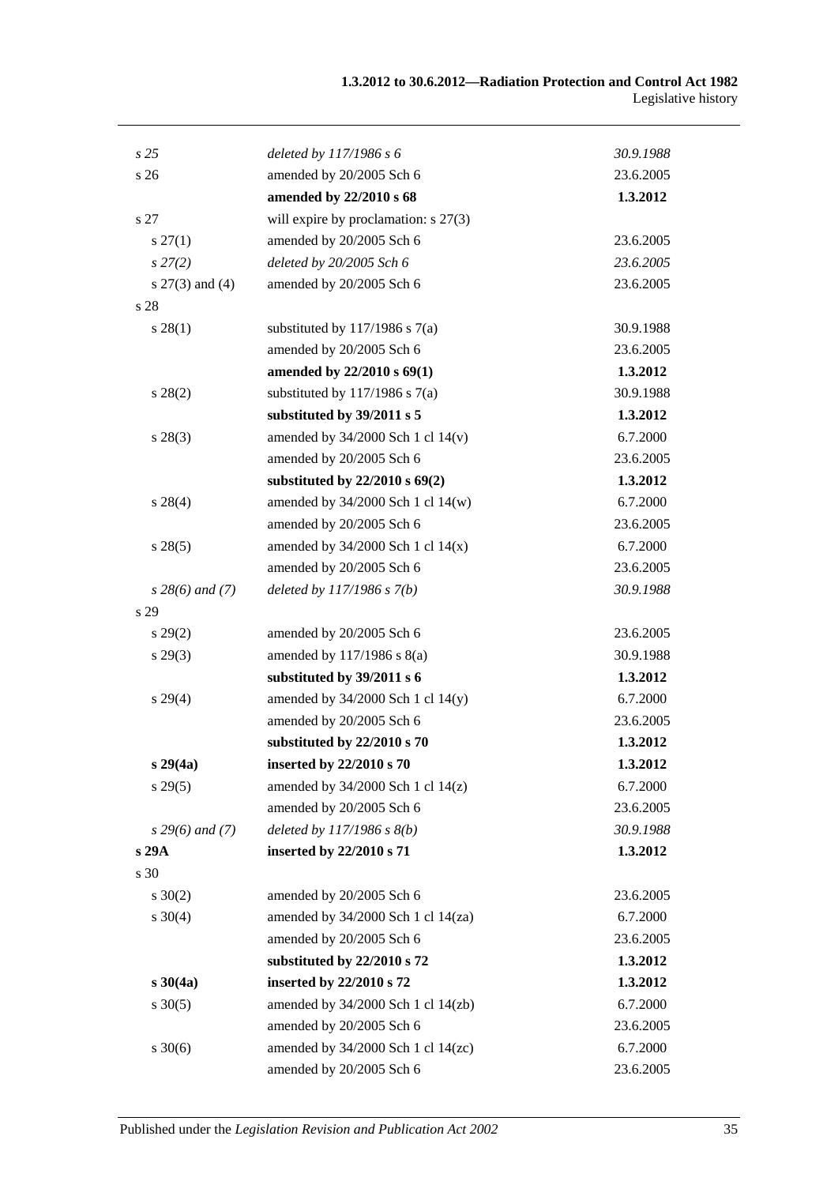| | | |
|---|---|---|
| *s 25* | *deleted by 117/1986 s 6* | *30.9.1988* |
| s 26 | amended by 20/2005 Sch 6 | 23.6.2005 |
| | **amended by 22/2010 s 68** | **1.3.2012** |
| s 27 | will expire by proclamation: s 27(3) | |
| s 27(1) | amended by 20/2005 Sch 6 | 23.6.2005 |
| *s 27(2)* | *deleted by 20/2005 Sch 6* | *23.6.2005* |
| s 27(3) and (4) | amended by 20/2005 Sch 6 | 23.6.2005 |
| s 28 | | |
| s 28(1) | substituted by 117/1986 s 7(a) | 30.9.1988 |
| | amended by 20/2005 Sch 6 | 23.6.2005 |
| | **amended by 22/2010 s 69(1)** | **1.3.2012** |
| s 28(2) | substituted by 117/1986 s 7(a) | 30.9.1988 |
| | **substituted by 39/2011 s 5** | **1.3.2012** |
| s 28(3) | amended by 34/2000 Sch 1 cl 14(v) | 6.7.2000 |
| | amended by 20/2005 Sch 6 | 23.6.2005 |
| | **substituted by 22/2010 s 69(2)** | **1.3.2012** |
| s 28(4) | amended by 34/2000 Sch 1 cl 14(w) | 6.7.2000 |
| | amended by 20/2005 Sch 6 | 23.6.2005 |
| s 28(5) | amended by 34/2000 Sch 1 cl 14(x) | 6.7.2000 |
| | amended by 20/2005 Sch 6 | 23.6.2005 |
| *s 28(6) and (7)* | *deleted by 117/1986 s 7(b)* | *30.9.1988* |
| s 29 | | |
| s 29(2) | amended by 20/2005 Sch 6 | 23.6.2005 |
| s 29(3) | amended by 117/1986 s 8(a) | 30.9.1988 |
| | **substituted by 39/2011 s 6** | **1.3.2012** |
| s 29(4) | amended by 34/2000 Sch 1 cl 14(y) | 6.7.2000 |
| | amended by 20/2005 Sch 6 | 23.6.2005 |
| | **substituted by 22/2010 s 70** | **1.3.2012** |
| **s 29(4a)** | **inserted by 22/2010 s 70** | **1.3.2012** |
| s 29(5) | amended by 34/2000 Sch 1 cl 14(z) | 6.7.2000 |
| | amended by 20/2005 Sch 6 | 23.6.2005 |
| *s 29(6) and (7)* | *deleted by 117/1986 s 8(b)* | *30.9.1988* |
| **s 29A** | **inserted by 22/2010 s 71** | **1.3.2012** |
| s 30 | | |
| s 30(2) | amended by 20/2005 Sch 6 | 23.6.2005 |
| s 30(4) | amended by 34/2000 Sch 1 cl 14(za) | 6.7.2000 |
| | amended by 20/2005 Sch 6 | 23.6.2005 |
| | **substituted by 22/2010 s 72** | **1.3.2012** |
| **s 30(4a)** | **inserted by 22/2010 s 72** | **1.3.2012** |
| s 30(5) | amended by 34/2000 Sch 1 cl 14(zb) | 6.7.2000 |
| | amended by 20/2005 Sch 6 | 23.6.2005 |
| s 30(6) | amended by 34/2000 Sch 1 cl 14(zc) | 6.7.2000 |
| | amended by 20/2005 Sch 6 | 23.6.2005 |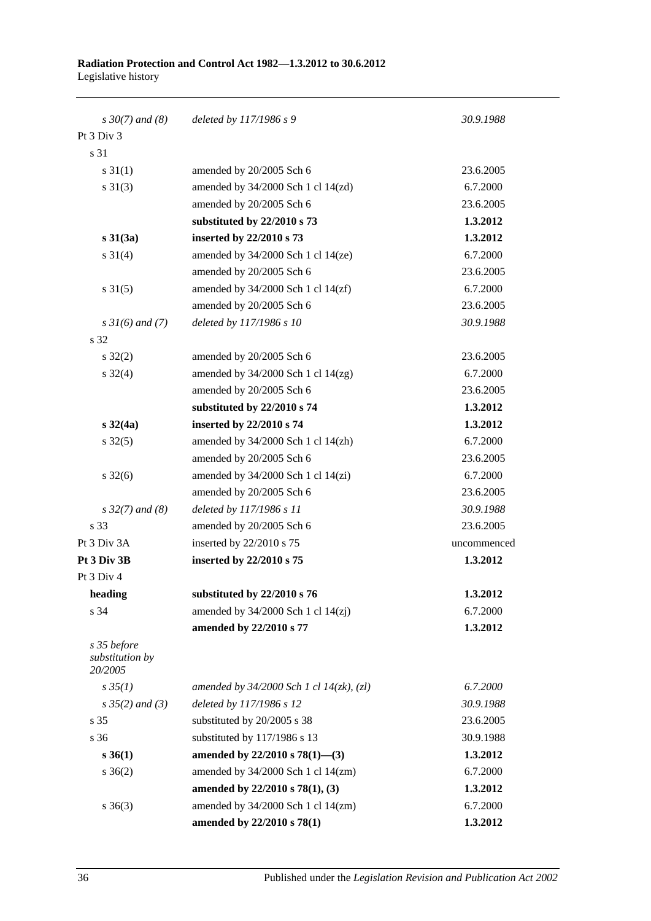| | | |
|---|---|---|
| *s 30(7) and (8)* | *deleted by 117/1986 s 9* | *30.9.1988* |
| Pt 3 Div 3 | | |
| s 31 | | |
| s 31(1) | amended by 20/2005 Sch 6 | 23.6.2005 |
| s 31(3) | amended by 34/2000 Sch 1 cl 14(zd) | 6.7.2000 |
| | amended by 20/2005 Sch 6 | 23.6.2005 |
| | **substituted by 22/2010 s 73** | **1.3.2012** |
| **s 31(3a)** | **inserted by 22/2010 s 73** | **1.3.2012** |
| s 31(4) | amended by 34/2000 Sch 1 cl 14(ze) | 6.7.2000 |
| | amended by 20/2005 Sch 6 | 23.6.2005 |
| s 31(5) | amended by 34/2000 Sch 1 cl 14(zf) | 6.7.2000 |
| | amended by 20/2005 Sch 6 | 23.6.2005 |
| *s 31(6) and (7)* | *deleted by 117/1986 s 10* | *30.9.1988* |
| s 32 | | |
| s 32(2) | amended by 20/2005 Sch 6 | 23.6.2005 |
| s 32(4) | amended by 34/2000 Sch 1 cl 14(zg) | 6.7.2000 |
| | amended by 20/2005 Sch 6 | 23.6.2005 |
| | **substituted by 22/2010 s 74** | **1.3.2012** |
| **s 32(4a)** | **inserted by 22/2010 s 74** | **1.3.2012** |
| s 32(5) | amended by 34/2000 Sch 1 cl 14(zh) | 6.7.2000 |
| | amended by 20/2005 Sch 6 | 23.6.2005 |
| s 32(6) | amended by 34/2000 Sch 1 cl 14(zi) | 6.7.2000 |
| | amended by 20/2005 Sch 6 | 23.6.2005 |
| *s 32(7) and (8)* | *deleted by 117/1986 s 11* | *30.9.1988* |
| s 33 | amended by 20/2005 Sch 6 | 23.6.2005 |
| Pt 3 Div 3A | inserted by 22/2010 s 75 | uncommenced |
| **Pt 3 Div 3B** | **inserted by 22/2010 s 75** | **1.3.2012** |
| Pt 3 Div 4 | | |
| **heading** | **substituted by 22/2010 s 76** | **1.3.2012** |
| s 34 | amended by 34/2000 Sch 1 cl 14(zj) | 6.7.2000 |
| | **amended by 22/2010 s 77** | **1.3.2012** |
| *s 35 before substitution by 20/2005* | | |
| *s 35(1)* | *amended by 34/2000 Sch 1 cl 14(zk), (zl)* | *6.7.2000* |
| *s 35(2) and (3)* | *deleted by 117/1986 s 12* | *30.9.1988* |
| s 35 | substituted by 20/2005 s 38 | 23.6.2005 |
| s 36 | substituted by 117/1986 s 13 | 30.9.1988 |
| **s 36(1)** | **amended by 22/2010 s 78(1)—(3)** | **1.3.2012** |
| s 36(2) | amended by 34/2000 Sch 1 cl 14(zm) | 6.7.2000 |
| | **amended by 22/2010 s 78(1), (3)** | **1.3.2012** |
| s 36(3) | amended by 34/2000 Sch 1 cl 14(zm) | 6.7.2000 |
| | **amended by 22/2010 s 78(1)** | **1.3.2012** |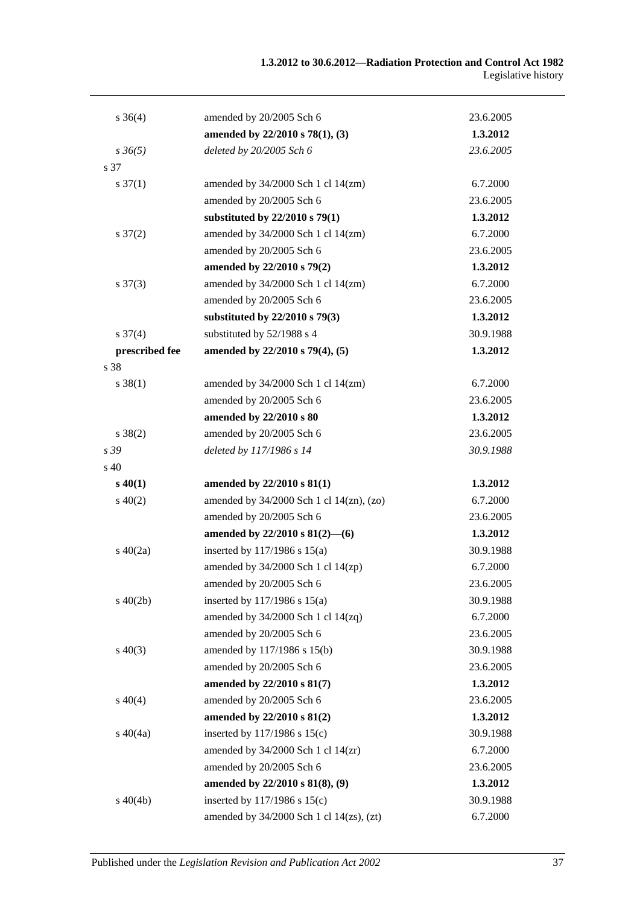| | | |
|---|---|---|
| s 36(4) | amended by 20/2005 Sch 6 | 23.6.2005 |
| | **amended by 22/2010 s 78(1), (3)** | **1.3.2012** |
| *s 36(5)* | *deleted by 20/2005 Sch 6* | *23.6.2005* |
| s 37 | | |
| s 37(1) | amended by 34/2000 Sch 1 cl 14(zm) | 6.7.2000 |
| | amended by 20/2005 Sch 6 | 23.6.2005 |
| | **substituted by 22/2010 s 79(1)** | **1.3.2012** |
| s 37(2) | amended by 34/2000 Sch 1 cl 14(zm) | 6.7.2000 |
| | amended by 20/2005 Sch 6 | 23.6.2005 |
| | **amended by 22/2010 s 79(2)** | **1.3.2012** |
| s 37(3) | amended by 34/2000 Sch 1 cl 14(zm) | 6.7.2000 |
| | amended by 20/2005 Sch 6 | 23.6.2005 |
| | **substituted by 22/2010 s 79(3)** | **1.3.2012** |
| s 37(4) | substituted by 52/1988 s 4 | 30.9.1988 |
| **prescribed fee** | **amended by 22/2010 s 79(4), (5)** | **1.3.2012** |
| s 38 | | |
| s 38(1) | amended by 34/2000 Sch 1 cl 14(zm) | 6.7.2000 |
| | amended by 20/2005 Sch 6 | 23.6.2005 |
| | **amended by 22/2010 s 80** | **1.3.2012** |
| s 38(2) | amended by 20/2005 Sch 6 | 23.6.2005 |
| *s 39* | *deleted by 117/1986 s 14* | *30.9.1988* |
| s 40 | | |
| **s 40(1)** | **amended by 22/2010 s 81(1)** | **1.3.2012** |
| s 40(2) | amended by 34/2000 Sch 1 cl 14(zn), (zo) | 6.7.2000 |
| | amended by 20/2005 Sch 6 | 23.6.2005 |
| | **amended by 22/2010 s 81(2)—(6)** | **1.3.2012** |
| s 40(2a) | inserted by 117/1986 s 15(a) | 30.9.1988 |
| | amended by 34/2000 Sch 1 cl 14(zp) | 6.7.2000 |
| | amended by 20/2005 Sch 6 | 23.6.2005 |
| s 40(2b) | inserted by 117/1986 s 15(a) | 30.9.1988 |
| | amended by 34/2000 Sch 1 cl 14(zq) | 6.7.2000 |
| | amended by 20/2005 Sch 6 | 23.6.2005 |
| s 40(3) | amended by 117/1986 s 15(b) | 30.9.1988 |
| | amended by 20/2005 Sch 6 | 23.6.2005 |
| | **amended by 22/2010 s 81(7)** | **1.3.2012** |
| s 40(4) | amended by 20/2005 Sch 6 | 23.6.2005 |
| | **amended by 22/2010 s 81(2)** | **1.3.2012** |
| s 40(4a) | inserted by 117/1986 s 15(c) | 30.9.1988 |
| | amended by 34/2000 Sch 1 cl 14(zr) | 6.7.2000 |
| | amended by 20/2005 Sch 6 | 23.6.2005 |
| | **amended by 22/2010 s 81(8), (9)** | **1.3.2012** |
| s 40(4b) | inserted by 117/1986 s 15(c) | 30.9.1988 |
| | amended by 34/2000 Sch 1 cl 14(zs), (zt) | 6.7.2000 |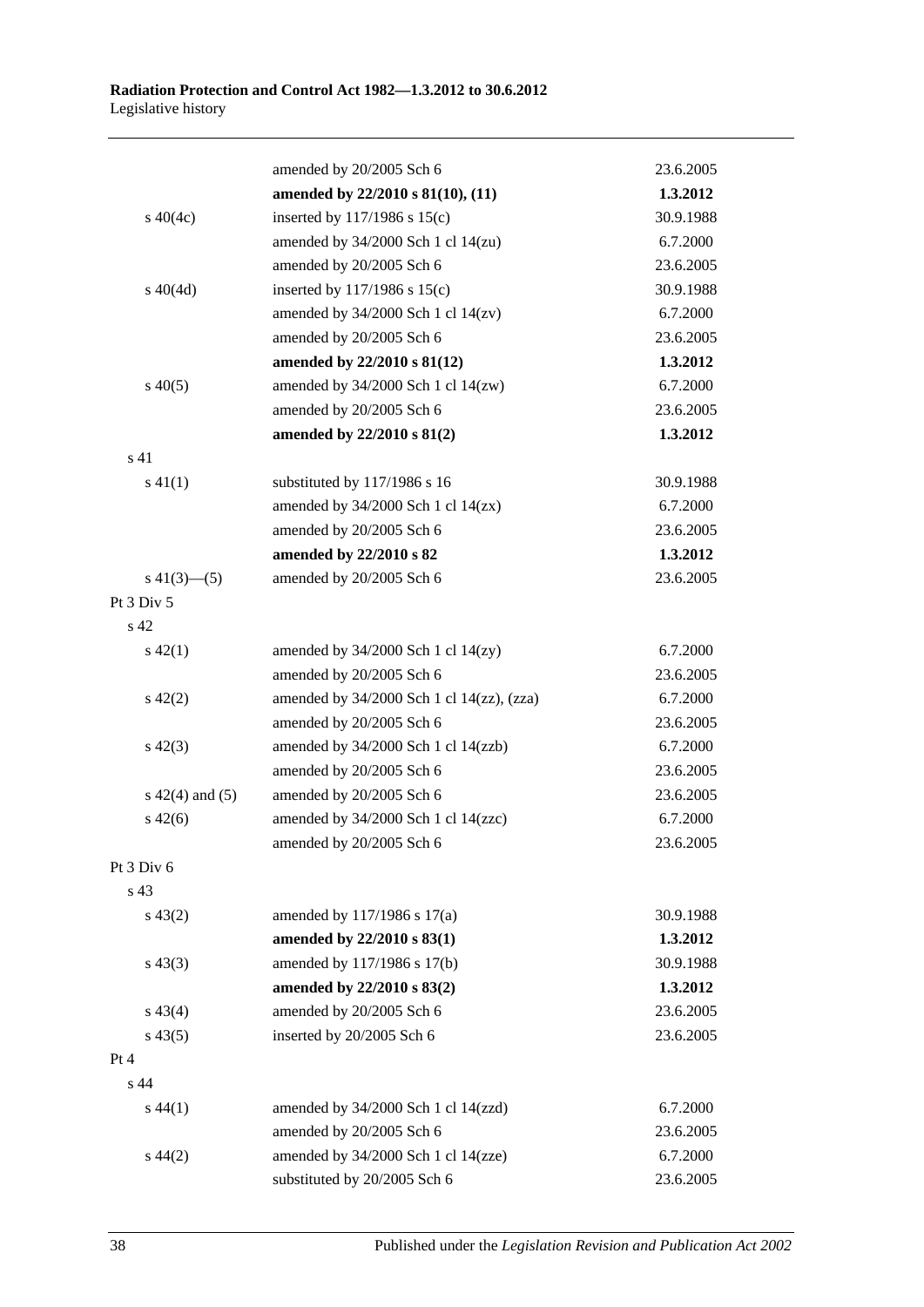| | | |
|---|---|---|
| | amended by 20/2005 Sch 6 | 23.6.2005 |
| | **amended by 22/2010 s 81(10), (11)** | **1.3.2012** |
| s 40(4c) | inserted by 117/1986 s 15(c) | 30.9.1988 |
| | amended by 34/2000 Sch 1 cl 14(zu) | 6.7.2000 |
| | amended by 20/2005 Sch 6 | 23.6.2005 |
| s 40(4d) | inserted by 117/1986 s 15(c) | 30.9.1988 |
| | amended by 34/2000 Sch 1 cl 14(zv) | 6.7.2000 |
| | amended by 20/2005 Sch 6 | 23.6.2005 |
| | **amended by 22/2010 s 81(12)** | **1.3.2012** |
| s 40(5) | amended by 34/2000 Sch 1 cl 14(zw) | 6.7.2000 |
| | amended by 20/2005 Sch 6 | 23.6.2005 |
| | **amended by 22/2010 s 81(2)** | **1.3.2012** |
| s 41 | | |
| s 41(1) | substituted by 117/1986 s 16 | 30.9.1988 |
| | amended by 34/2000 Sch 1 cl 14(zx) | 6.7.2000 |
| | amended by 20/2005 Sch 6 | 23.6.2005 |
| | **amended by 22/2010 s 82** | **1.3.2012** |
| s 41(3)—(5) | amended by 20/2005 Sch 6 | 23.6.2005 |
| Pt 3 Div 5 | | |
| s 42 | | |
| s 42(1) | amended by 34/2000 Sch 1 cl 14(zy) | 6.7.2000 |
| | amended by 20/2005 Sch 6 | 23.6.2005 |
| s 42(2) | amended by 34/2000 Sch 1 cl 14(zz), (zza) | 6.7.2000 |
| | amended by 20/2005 Sch 6 | 23.6.2005 |
| s 42(3) | amended by 34/2000 Sch 1 cl 14(zzb) | 6.7.2000 |
| | amended by 20/2005 Sch 6 | 23.6.2005 |
| s 42(4) and (5) | amended by 20/2005 Sch 6 | 23.6.2005 |
| s 42(6) | amended by 34/2000 Sch 1 cl 14(zzc) | 6.7.2000 |
| | amended by 20/2005 Sch 6 | 23.6.2005 |
| Pt 3 Div 6 | | |
| s 43 | | |
| s 43(2) | amended by 117/1986 s 17(a) | 30.9.1988 |
| | **amended by 22/2010 s 83(1)** | **1.3.2012** |
| s 43(3) | amended by 117/1986 s 17(b) | 30.9.1988 |
| | **amended by 22/2010 s 83(2)** | **1.3.2012** |
| s 43(4) | amended by 20/2005 Sch 6 | 23.6.2005 |
| s 43(5) | inserted by 20/2005 Sch 6 | 23.6.2005 |
| Pt 4 | | |
| s 44 | | |
| s 44(1) | amended by 34/2000 Sch 1 cl 14(zzd) | 6.7.2000 |
| | amended by 20/2005 Sch 6 | 23.6.2005 |
| s 44(2) | amended by 34/2000 Sch 1 cl 14(zze) | 6.7.2000 |
| | substituted by 20/2005 Sch 6 | 23.6.2005 |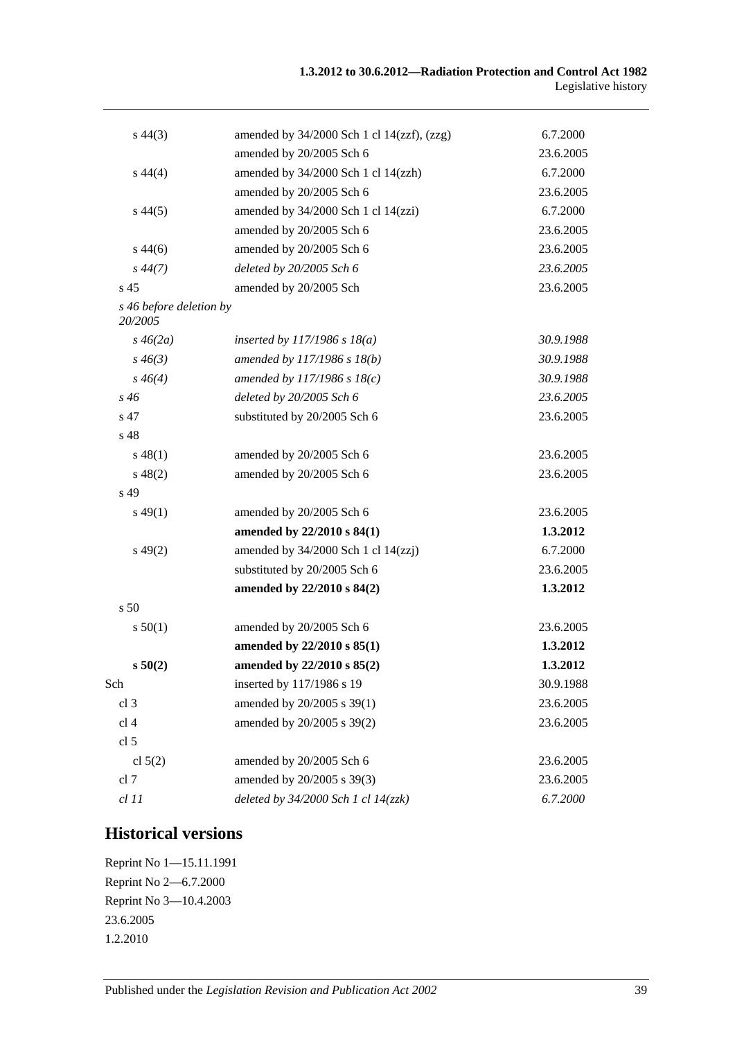| | | |
|---|---|---|
| s 44(3) | amended by 34/2000 Sch 1 cl 14(zzf), (zzg) | 6.7.2000 |
| | amended by 20/2005 Sch 6 | 23.6.2005 |
| s 44(4) | amended by 34/2000 Sch 1 cl 14(zzh) | 6.7.2000 |
| | amended by 20/2005 Sch 6 | 23.6.2005 |
| s 44(5) | amended by 34/2000 Sch 1 cl 14(zzi) | 6.7.2000 |
| | amended by 20/2005 Sch 6 | 23.6.2005 |
| s 44(6) | amended by 20/2005 Sch 6 | 23.6.2005 |
| *s 44(7)* | *deleted by 20/2005 Sch 6* | *23.6.2005* |
| s 45 | amended by 20/2005 Sch | 23.6.2005 |
| *s 46 before deletion by 20/2005* | | |
| *s 46(2a)* | *inserted by 117/1986 s 18(a)* | *30.9.1988* |
| *s 46(3)* | *amended by 117/1986 s 18(b)* | *30.9.1988* |
| *s 46(4)* | *amended by 117/1986 s 18(c)* | *30.9.1988* |
| *s 46* | *deleted by 20/2005 Sch 6* | *23.6.2005* |
| s 47 | substituted by 20/2005 Sch 6 | 23.6.2005 |
| s 48 | | |
| s 48(1) | amended by 20/2005 Sch 6 | 23.6.2005 |
| s 48(2) | amended by 20/2005 Sch 6 | 23.6.2005 |
| s 49 | | |
| s 49(1) | amended by 20/2005 Sch 6 | 23.6.2005 |
| | **amended by 22/2010 s 84(1)** | **1.3.2012** |
| s 49(2) | amended by 34/2000 Sch 1 cl 14(zzj) | 6.7.2000 |
| | substituted by 20/2005 Sch 6 | 23.6.2005 |
| | **amended by 22/2010 s 84(2)** | **1.3.2012** |
| s 50 | | |
| s 50(1) | amended by 20/2005 Sch 6 | 23.6.2005 |
| | **amended by 22/2010 s 85(1)** | **1.3.2012** |
| **s 50(2)** | **amended by 22/2010 s 85(2)** | **1.3.2012** |
| Sch | inserted by 117/1986 s 19 | 30.9.1988 |
| cl 3 | amended by 20/2005 s 39(1) | 23.6.2005 |
| cl 4 | amended by 20/2005 s 39(2) | 23.6.2005 |
| cl 5 | | |
| cl 5(2) | amended by 20/2005 Sch 6 | 23.6.2005 |
| cl 7 | amended by 20/2005 s 39(3) | 23.6.2005 |
| *cl 11* | *deleted by 34/2000 Sch 1 cl 14(zzk)* | *6.7.2000* |

## Historical versions

Reprint No 1—15.11.1991
Reprint No 2—6.7.2000
Reprint No 3—10.4.2003
23.6.2005
1.2.2010